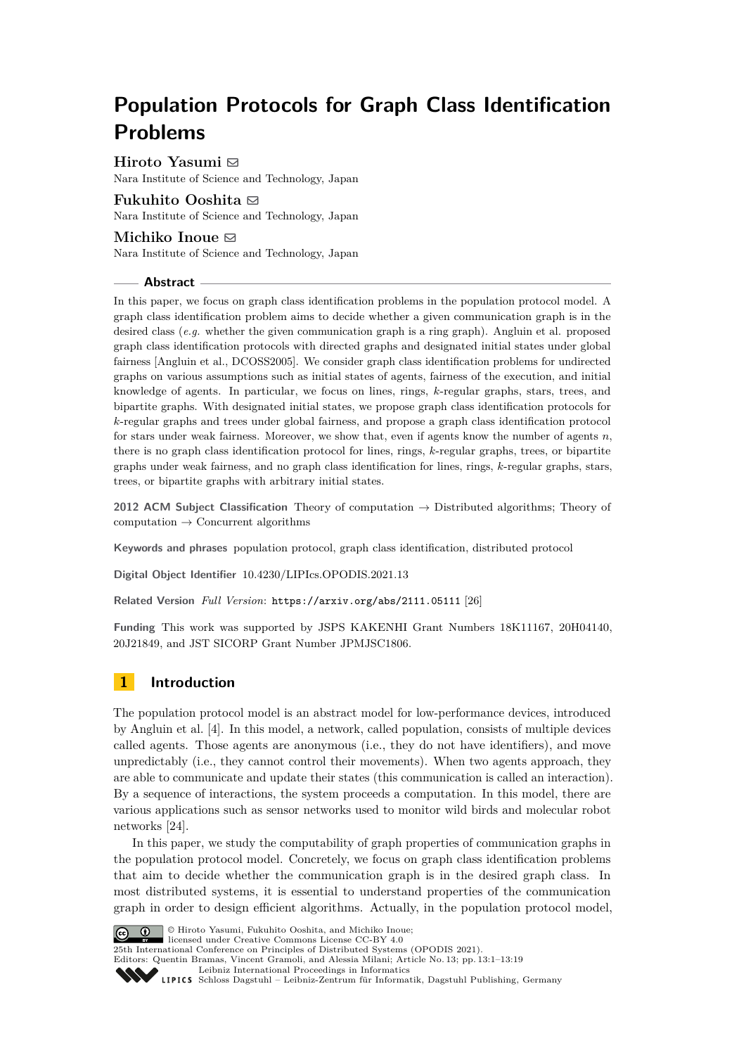# Population Protocols for Graph Class Identification Problems

**Hiroto Yasumi** ✉
Nara Institute of Science and Technology, Japan

**Fukuhito Ooshita** ✉
Nara Institute of Science and Technology, Japan

**Michiko Inoue** ✉
Nara Institute of Science and Technology, Japan

## Abstract

In this paper, we focus on graph class identification problems in the population protocol model. A graph class identification problem aims to decide whether a given communication graph is in the desired class (*e.g.* whether the given communication graph is a ring graph). Angluin et al. proposed graph class identification protocols with directed graphs and designated initial states under global fairness [Angluin et al., DCOSS2005]. We consider graph class identification problems for undirected graphs on various assumptions such as initial states of agents, fairness of the execution, and initial knowledge of agents. In particular, we focus on lines, rings, $k$-regular graphs, stars, trees, and bipartite graphs. With designated initial states, we propose graph class identification protocols for $k$-regular graphs and trees under global fairness, and propose a graph class identification protocol for stars under weak fairness. Moreover, we show that, even if agents know the number of agents $n$, there is no graph class identification protocol for lines, rings, $k$-regular graphs, trees, or bipartite graphs under weak fairness, and no graph class identification for lines, rings, $k$-regular graphs, stars, trees, or bipartite graphs with arbitrary initial states.

**2012 ACM Subject Classification** Theory of computation → Distributed algorithms; Theory of computation → Concurrent algorithms

**Keywords and phrases** population protocol, graph class identification, distributed protocol

**Digital Object Identifier** 10.4230/LIPIcs.OPODIS.2021.13

**Related Version** *Full Version*: https://arxiv.org/abs/2111.05111 [26]

**Funding** This work was supported by JSPS KAKENHI Grant Numbers 18K11167, 20H04140, 20J21849, and JST SICORP Grant Number JPMJSC1806.

## 1 Introduction

The population protocol model is an abstract model for low-performance devices, introduced by Angluin et al. [4]. In this model, a network, called population, consists of multiple devices called agents. Those agents are anonymous (i.e., they do not have identifiers), and move unpredictably (i.e., they cannot control their movements). When two agents approach, they are able to communicate and update their states (this communication is called an interaction). By a sequence of interactions, the system proceeds a computation. In this model, there are various applications such as sensor networks used to monitor wild birds and molecular robot networks [24].

In this paper, we study the computability of graph properties of communication graphs in the population protocol model. Concretely, we focus on graph class identification problems that aim to decide whether the communication graph is in the desired graph class. In most distributed systems, it is essential to understand properties of the communication graph in order to design efficient algorithms. Actually, in the population protocol model,

© Hiroto Yasumi, Fukuhito Ooshita, and Michiko Inoue;
licensed under Creative Commons License CC-BY 4.0
25th International Conference on Principles of Distributed Systems (OPODIS 2021).
Editors: Quentin Bramas, Vincent Gramoli, and Alessia Milani; Article No. 13; pp. 13:1–13:19
Leibniz International Proceedings in Informatics
Schloss Dagstuhl – Leibniz-Zentrum für Informatik, Dagstuhl Publishing, Germany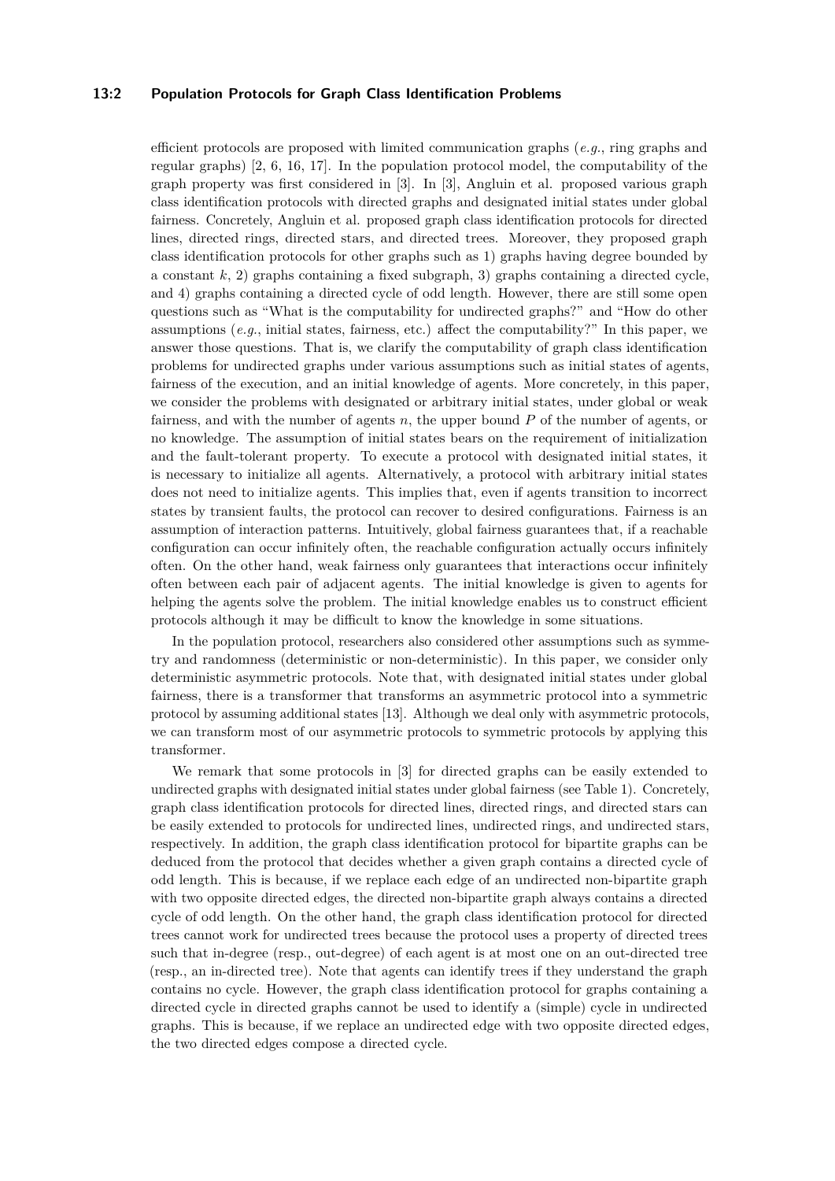efficient protocols are proposed with limited communication graphs (*e.g.*, ring graphs and regular graphs) [2, 6, 16, 17]. In the population protocol model, the computability of the graph property was first considered in [3]. In [3], Angluin et al. proposed various graph class identification protocols with directed graphs and designated initial states under global fairness. Concretely, Angluin et al. proposed graph class identification protocols for directed lines, directed rings, directed stars, and directed trees. Moreover, they proposed graph class identification protocols for other graphs such as 1) graphs having degree bounded by a constant $k$, 2) graphs containing a fixed subgraph, 3) graphs containing a directed cycle, and 4) graphs containing a directed cycle of odd length. However, there are still some open questions such as "What is the computability for undirected graphs?" and "How do other assumptions (*e.g.*, initial states, fairness, etc.) affect the computability?" In this paper, we answer those questions. That is, we clarify the computability of graph class identification problems for undirected graphs under various assumptions such as initial states of agents, fairness of the execution, and an initial knowledge of agents. More concretely, in this paper, we consider the problems with designated or arbitrary initial states, under global or weak fairness, and with the number of agents $n$, the upper bound $P$ of the number of agents, or no knowledge. The assumption of initial states bears on the requirement of initialization and the fault-tolerant property. To execute a protocol with designated initial states, it is necessary to initialize all agents. Alternatively, a protocol with arbitrary initial states does not need to initialize agents. This implies that, even if agents transition to incorrect states by transient faults, the protocol can recover to desired configurations. Fairness is an assumption of interaction patterns. Intuitively, global fairness guarantees that, if a reachable configuration can occur infinitely often, the reachable configuration actually occurs infinitely often. On the other hand, weak fairness only guarantees that interactions occur infinitely often between each pair of adjacent agents. The initial knowledge is given to agents for helping the agents solve the problem. The initial knowledge enables us to construct efficient protocols although it may be difficult to know the knowledge in some situations.

In the population protocol, researchers also considered other assumptions such as symmetry and randomness (deterministic or non-deterministic). In this paper, we consider only deterministic asymmetric protocols. Note that, with designated initial states under global fairness, there is a transformer that transforms an asymmetric protocol into a symmetric protocol by assuming additional states [13]. Although we deal only with asymmetric protocols, we can transform most of our asymmetric protocols to symmetric protocols by applying this transformer.

We remark that some protocols in [3] for directed graphs can be easily extended to undirected graphs with designated initial states under global fairness (see Table 1). Concretely, graph class identification protocols for directed lines, directed rings, and directed stars can be easily extended to protocols for undirected lines, undirected rings, and undirected stars, respectively. In addition, the graph class identification protocol for bipartite graphs can be deduced from the protocol that decides whether a given graph contains a directed cycle of odd length. This is because, if we replace each edge of an undirected non-bipartite graph with two opposite directed edges, the directed non-bipartite graph always contains a directed cycle of odd length. On the other hand, the graph class identification protocol for directed trees cannot work for undirected trees because the protocol uses a property of directed trees such that in-degree (resp., out-degree) of each agent is at most one on an out-directed tree (resp., an in-directed tree). Note that agents can identify trees if they understand the graph contains no cycle. However, the graph class identification protocol for graphs containing a directed cycle in directed graphs cannot be used to identify a (simple) cycle in undirected graphs. This is because, if we replace an undirected edge with two opposite directed edges, the two directed edges compose a directed cycle.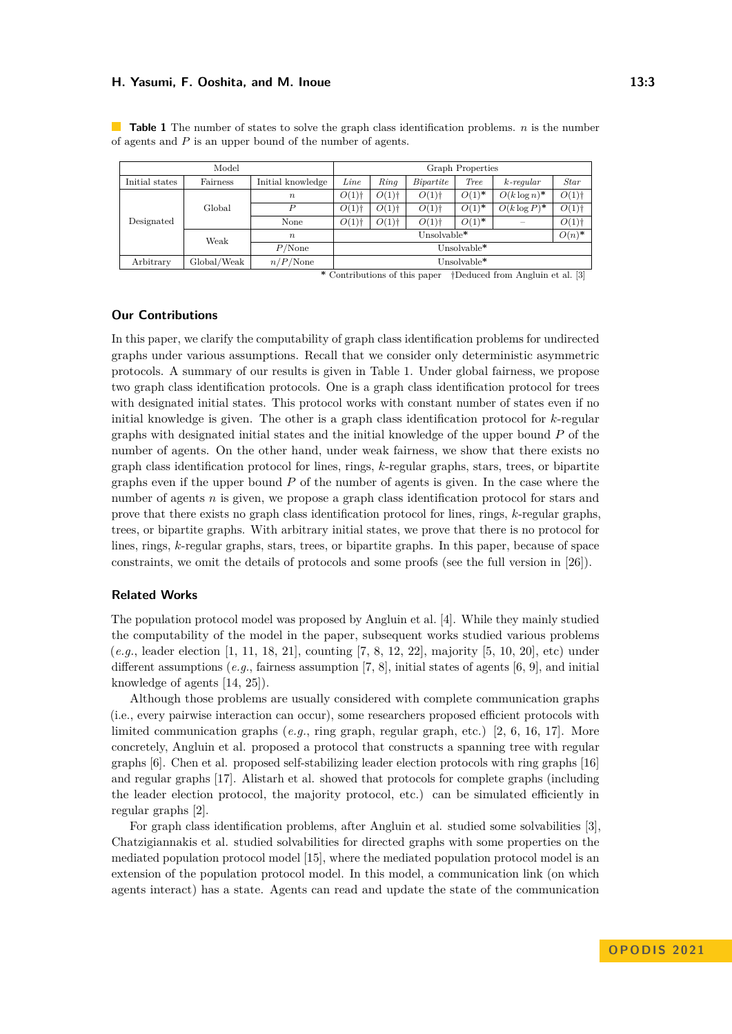**Table 1** The number of states to solve the graph class identification problems. $n$ is the number of agents and $P$ is an upper bound of the number of agents.

| Model | | | Graph Properties | | | | | |
|---|---|---|---|---|---|---|---|---|
| Initial states | Fairness | Initial knowledge | *Line* | *Ring* | *Bipartite* | *Tree* | *k-regular* | *Star* |
| Designated | Global | $n$ | $O(1)$† | $O(1)$† | $O(1)$† | $O(1)$* | $O(k \log n)$* | $O(1)$† |
| | | $P$ | $O(1)$† | $O(1)$† | $O(1)$† | $O(1)$* | $O(k \log P)$* | $O(1)$† |
| | | None | $O(1)$† | $O(1)$† | $O(1)$† | $O(1)$* | – | $O(1)$† |
| | Weak | $n$ | Unsolvable* | | | | | $O(n)$* |
| | | $P$/None | Unsolvable* | | | | | |
| Arbitrary | Global/Weak | $n$/$P$/None | Unsolvable* | | | | | |

\* Contributions of this paper †Deduced from Angluin et al. [3]

### Our Contributions

In this paper, we clarify the computability of graph class identification problems for undirected graphs under various assumptions. Recall that we consider only deterministic asymmetric protocols. A summary of our results is given in Table 1. Under global fairness, we propose two graph class identification protocols. One is a graph class identification protocol for trees with designated initial states. This protocol works with constant number of states even if no initial knowledge is given. The other is a graph class identification protocol for $k$-regular graphs with designated initial states and the initial knowledge of the upper bound $P$ of the number of agents. On the other hand, under weak fairness, we show that there exists no graph class identification protocol for lines, rings, $k$-regular graphs, stars, trees, or bipartite graphs even if the upper bound $P$ of the number of agents is given. In the case where the number of agents $n$ is given, we propose a graph class identification protocol for stars and prove that there exists no graph class identification protocol for lines, rings, $k$-regular graphs, trees, or bipartite graphs. With arbitrary initial states, we prove that there is no protocol for lines, rings, $k$-regular graphs, stars, trees, or bipartite graphs. In this paper, because of space constraints, we omit the details of protocols and some proofs (see the full version in [26]).

### Related Works

The population protocol model was proposed by Angluin et al. [4]. While they mainly studied the computability of the model in the paper, subsequent works studied various problems (*e.g.*, leader election [1, 11, 18, 21], counting [7, 8, 12, 22], majority [5, 10, 20], etc) under different assumptions (*e.g.*, fairness assumption [7, 8], initial states of agents [6, 9], and initial knowledge of agents [14, 25]).

Although those problems are usually considered with complete communication graphs (i.e., every pairwise interaction can occur), some researchers proposed efficient protocols with limited communication graphs (*e.g.*, ring graph, regular graph, etc.) [2, 6, 16, 17]. More concretely, Angluin et al. proposed a protocol that constructs a spanning tree with regular graphs [6]. Chen et al. proposed self-stabilizing leader election protocols with ring graphs [16] and regular graphs [17]. Alistarh et al. showed that protocols for complete graphs (including the leader election protocol, the majority protocol, etc.) can be simulated efficiently in regular graphs [2].

For graph class identification problems, after Angluin et al. studied some solvabilities [3], Chatzigiannakis et al. studied solvabilities for directed graphs with some properties on the mediated population protocol model [15], where the mediated population protocol model is an extension of the population protocol model. In this model, a communication link (on which agents interact) has a state. Agents can read and update the state of the communication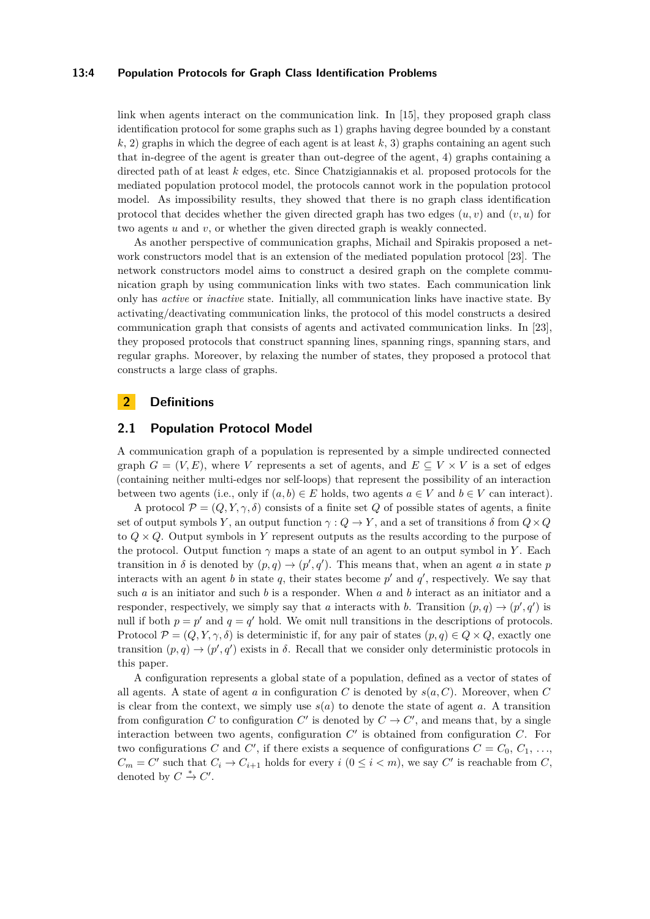link when agents interact on the communication link. In [15], they proposed graph class identification protocol for some graphs such as 1) graphs having degree bounded by a constant $k$, 2) graphs in which the degree of each agent is at least $k$, 3) graphs containing an agent such that in-degree of the agent is greater than out-degree of the agent, 4) graphs containing a directed path of at least $k$ edges, etc. Since Chatzigiannakis et al. proposed protocols for the mediated population protocol model, the protocols cannot work in the population protocol model. As impossibility results, they showed that there is no graph class identification protocol that decides whether the given directed graph has two edges $(u, v)$ and $(v, u)$ for two agents $u$ and $v$, or whether the given directed graph is weakly connected.

As another perspective of communication graphs, Michail and Spirakis proposed a network constructors model that is an extension of the mediated population protocol [23]. The network constructors model aims to construct a desired graph on the complete communication graph by using communication links with two states. Each communication link only has *active* or *inactive* state. Initially, all communication links have inactive state. By activating/deactivating communication links, the protocol of this model constructs a desired communication graph that consists of agents and activated communication links. In [23], they proposed protocols that construct spanning lines, spanning rings, spanning stars, and regular graphs. Moreover, by relaxing the number of states, they proposed a protocol that constructs a large class of graphs.

# 2 Definitions

## 2.1 Population Protocol Model

A communication graph of a population is represented by a simple undirected connected graph $G = (V, E)$, where $V$ represents a set of agents, and $E \subseteq V \times V$ is a set of edges (containing neither multi-edges nor self-loops) that represent the possibility of an interaction between two agents (i.e., only if $(a, b) \in E$ holds, two agents $a \in V$ and $b \in V$ can interact).

A protocol $\mathcal{P} = (Q, Y, \gamma, \delta)$ consists of a finite set $Q$ of possible states of agents, a finite set of output symbols $Y$, an output function $\gamma : Q \to Y$, and a set of transitions $\delta$ from $Q \times Q$ to $Q \times Q$. Output symbols in $Y$ represent outputs as the results according to the purpose of the protocol. Output function $\gamma$ maps a state of an agent to an output symbol in $Y$. Each transition in $\delta$ is denoted by $(p, q) \to (p', q')$. This means that, when an agent $a$ in state $p$ interacts with an agent $b$ in state $q$, their states become $p'$ and $q'$, respectively. We say that such $a$ is an initiator and such $b$ is a responder. When $a$ and $b$ interact as an initiator and a responder, respectively, we simply say that $a$ interacts with $b$. Transition $(p, q) \to (p', q')$ is null if both $p = p'$ and $q = q'$ hold. We omit null transitions in the descriptions of protocols. Protocol $\mathcal{P} = (Q, Y, \gamma, \delta)$ is deterministic if, for any pair of states $(p, q) \in Q \times Q$, exactly one transition $(p, q) \to (p', q')$ exists in $\delta$. Recall that we consider only deterministic protocols in this paper.

A configuration represents a global state of a population, defined as a vector of states of all agents. A state of agent $a$ in configuration $C$ is denoted by $s(a, C)$. Moreover, when $C$ is clear from the context, we simply use $s(a)$ to denote the state of agent $a$. A transition from configuration $C$ to configuration $C'$ is denoted by $C \to C'$, and means that, by a single interaction between two agents, configuration $C'$ is obtained from configuration $C$. For two configurations $C$ and $C'$, if there exists a sequence of configurations $C = C_0, C_1, \ldots, C_m = C'$ such that $C_i \to C_{i+1}$ holds for every $i$ $(0 \leq i < m)$, we say $C'$ is reachable from $C$, denoted by $C \xrightarrow{*} C'$.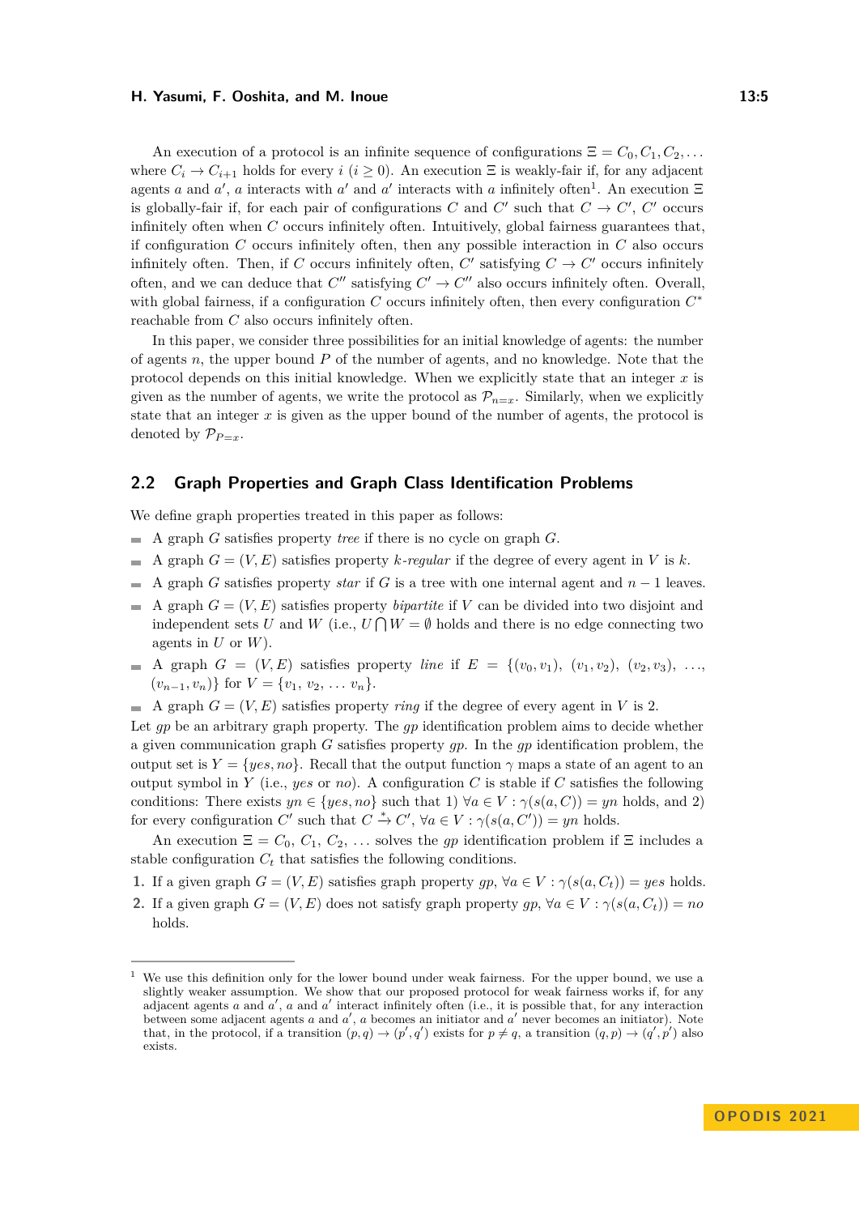An execution of a protocol is an infinite sequence of configurations $\Xi = C_0, C_1, C_2, \ldots$ where $C_i \rightarrow C_{i+1}$ holds for every $i$ $(i \geq 0)$. An execution $\Xi$ is weakly-fair if, for any adjacent agents $a$ and $a'$, $a$ interacts with $a'$ and $a'$ interacts with $a$ infinitely often[1]. An execution $\Xi$ is globally-fair if, for each pair of configurations $C$ and $C'$ such that $C \rightarrow C'$, $C'$ occurs infinitely often when $C$ occurs infinitely often. Intuitively, global fairness guarantees that, if configuration $C$ occurs infinitely often, then any possible interaction in $C$ also occurs infinitely often. Then, if $C$ occurs infinitely often, $C'$ satisfying $C \rightarrow C'$ occurs infinitely often, and we can deduce that $C''$ satisfying $C' \rightarrow C''$ also occurs infinitely often. Overall, with global fairness, if a configuration $C$ occurs infinitely often, then every configuration $C^*$ reachable from $C$ also occurs infinitely often.

In this paper, we consider three possibilities for an initial knowledge of agents: the number of agents $n$, the upper bound $P$ of the number of agents, and no knowledge. Note that the protocol depends on this initial knowledge. When we explicitly state that an integer $x$ is given as the number of agents, we write the protocol as $\mathcal{P}_{n=x}$. Similarly, when we explicitly state that an integer $x$ is given as the upper bound of the number of agents, the protocol is denoted by $\mathcal{P}_{P=x}$.

## 2.2 Graph Properties and Graph Class Identification Problems

We define graph properties treated in this paper as follows:

- A graph $G$ satisfies property *tree* if there is no cycle on graph $G$.
- A graph $G = (V, E)$ satisfies property *$k$-regular* if the degree of every agent in $V$ is $k$.
- A graph $G$ satisfies property *star* if $G$ is a tree with one internal agent and $n - 1$ leaves.
- A graph $G = (V, E)$ satisfies property *bipartite* if $V$ can be divided into two disjoint and independent sets $U$ and $W$ (i.e., $U \bigcap W = \emptyset$ holds and there is no edge connecting two agents in $U$ or $W$).
- A graph $G = (V, E)$ satisfies property *line* if $E = \{(v_0, v_1), (v_1, v_2), (v_2, v_3), \ldots, (v_{n-1}, v_n)\}$ for $V = \{v_1, v_2, \ldots v_n\}$.
- A graph $G = (V, E)$ satisfies property *ring* if the degree of every agent in $V$ is 2.

Let $gp$ be an arbitrary graph property. The $gp$ identification problem aims to decide whether a given communication graph $G$ satisfies property $gp$. In the $gp$ identification problem, the output set is $Y = \{yes, no\}$. Recall that the output function $\gamma$ maps a state of an agent to an output symbol in $Y$ (i.e., $yes$ or $no$). A configuration $C$ is stable if $C$ satisfies the following conditions: There exists $yn \in \{yes, no\}$ such that 1) $\forall a \in V : \gamma(s(a, C)) = yn$ holds, and 2) for every configuration $C'$ such that $C \xrightarrow{*} C'$, $\forall a \in V : \gamma(s(a, C')) = yn$ holds.

An execution $\Xi = C_0, C_1, C_2, \ldots$ solves the $gp$ identification problem if $\Xi$ includes a stable configuration $C_t$ that satisfies the following conditions.

1. If a given graph $G = (V, E)$ satisfies graph property $gp$, $\forall a \in V : \gamma(s(a, C_t)) = yes$ holds.
2. If a given graph $G = (V, E)$ does not satisfy graph property $gp$, $\forall a \in V : \gamma(s(a, C_t)) = no$ holds.

---

[1] We use this definition only for the lower bound under weak fairness. For the upper bound, we use a slightly weaker assumption. We show that our proposed protocol for weak fairness works if, for any adjacent agents $a$ and $a'$, $a$ and $a'$ interact infinitely often (i.e., it is possible that, for any interaction between some adjacent agents $a$ and $a'$, $a$ becomes an initiator and $a'$ never becomes an initiator). Note that, in the protocol, if a transition $(p, q) \rightarrow (p', q')$ exists for $p \neq q$, a transition $(q, p) \rightarrow (q', p')$ also exists.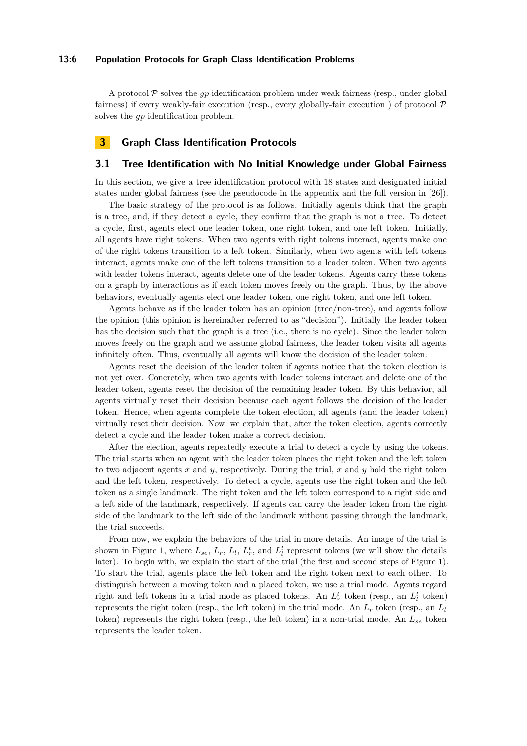A protocol $\mathcal{P}$ solves the *gp* identification problem under weak fairness (resp., under global fairness) if every weakly-fair execution (resp., every globally-fair execution ) of protocol $\mathcal{P}$ solves the *gp* identification problem.

# 3 Graph Class Identification Protocols

## 3.1 Tree Identification with No Initial Knowledge under Global Fairness

In this section, we give a tree identification protocol with 18 states and designated initial states under global fairness (see the pseudocode in the appendix and the full version in [26]).

The basic strategy of the protocol is as follows. Initially agents think that the graph is a tree, and, if they detect a cycle, they confirm that the graph is not a tree. To detect a cycle, first, agents elect one leader token, one right token, and one left token. Initially, all agents have right tokens. When two agents with right tokens interact, agents make one of the right tokens transition to a left token. Similarly, when two agents with left tokens interact, agents make one of the left tokens transition to a leader token. When two agents with leader tokens interact, agents delete one of the leader tokens. Agents carry these tokens on a graph by interactions as if each token moves freely on the graph. Thus, by the above behaviors, eventually agents elect one leader token, one right token, and one left token.

Agents behave as if the leader token has an opinion (tree/non-tree), and agents follow the opinion (this opinion is hereinafter referred to as "decision"). Initially the leader token has the decision such that the graph is a tree (i.e., there is no cycle). Since the leader token moves freely on the graph and we assume global fairness, the leader token visits all agents infinitely often. Thus, eventually all agents will know the decision of the leader token.

Agents reset the decision of the leader token if agents notice that the token election is not yet over. Concretely, when two agents with leader tokens interact and delete one of the leader token, agents reset the decision of the remaining leader token. By this behavior, all agents virtually reset their decision because each agent follows the decision of the leader token. Hence, when agents complete the token election, all agents (and the leader token) virtually reset their decision. Now, we explain that, after the token election, agents correctly detect a cycle and the leader token make a correct decision.

After the election, agents repeatedly execute a trial to detect a cycle by using the tokens. The trial starts when an agent with the leader token places the right token and the left token to two adjacent agents $x$ and $y$, respectively. During the trial, $x$ and $y$ hold the right token and the left token, respectively. To detect a cycle, agents use the right token and the left token as a single landmark. The right token and the left token correspond to a right side and a left side of the landmark, respectively. If agents can carry the leader token from the right side of the landmark to the left side of the landmark without passing through the landmark, the trial succeeds.

From now, we explain the behaviors of the trial in more details. An image of the trial is shown in Figure 1, where $L_{se}$, $L_r$, $L_l$, $L_r^t$, and $L_l^t$ represent tokens (we will show the details later). To begin with, we explain the start of the trial (the first and second steps of Figure 1). To start the trial, agents place the left token and the right token next to each other. To distinguish between a moving token and a placed token, we use a trial mode. Agents regard right and left tokens in a trial mode as placed tokens. An $L_r^t$ token (resp., an $L_l^t$ token) represents the right token (resp., the left token) in the trial mode. An $L_r$ token (resp., an $L_l$ token) represents the right token (resp., the left token) in a non-trial mode. An $L_{se}$ token represents the leader token.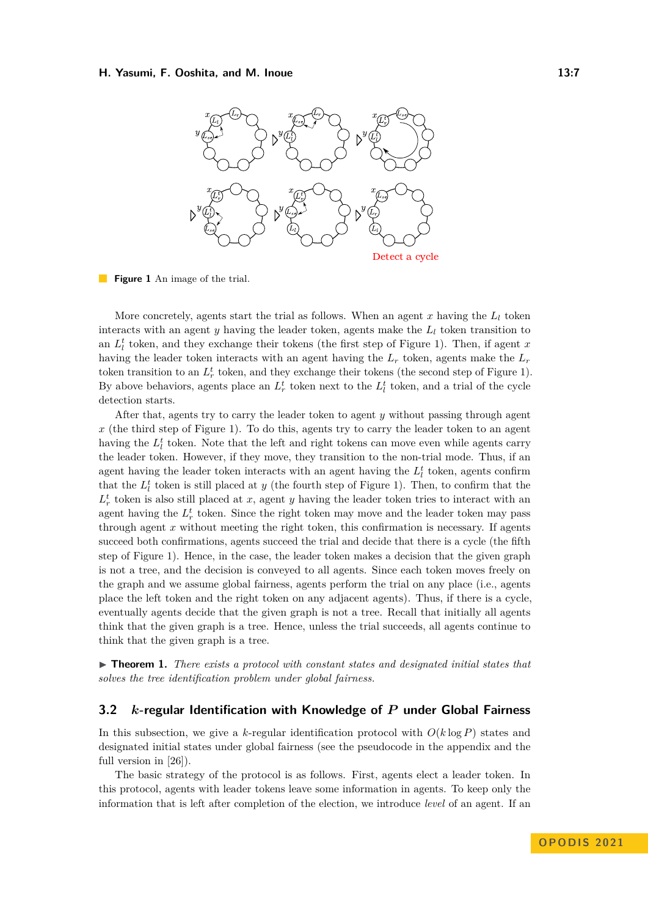**Figure 1** An image of the trial.

More concretely, agents start the trial as follows. When an agent $x$ having the $L_l$ token interacts with an agent $y$ having the leader token, agents make the $L_l$ token transition to an $L_l^t$ token, and they exchange their tokens (the first step of Figure 1). Then, if agent $x$ having the leader token interacts with an agent having the $L_r$ token, agents make the $L_r$ token transition to an $L_r^t$ token, and they exchange their tokens (the second step of Figure 1). By above behaviors, agents place an $L_r^t$ token next to the $L_l^t$ token, and a trial of the cycle detection starts.

After that, agents try to carry the leader token to agent $y$ without passing through agent $x$ (the third step of Figure 1). To do this, agents try to carry the leader token to an agent having the $L_l^t$ token. Note that the left and right tokens can move even while agents carry the leader token. However, if they move, they transition to the non-trial mode. Thus, if an agent having the leader token interacts with an agent having the $L_l^t$ token, agents confirm that the $L_l^t$ token is still placed at $y$ (the fourth step of Figure 1). Then, to confirm that the $L_r^t$ token is also still placed at $x$, agent $y$ having the leader token tries to interact with an agent having the $L_r^t$ token. Since the right token may move and the leader token may pass through agent $x$ without meeting the right token, this confirmation is necessary. If agents succeed both confirmations, agents succeed the trial and decide that there is a cycle (the fifth step of Figure 1). Hence, in the case, the leader token makes a decision that the given graph is not a tree, and the decision is conveyed to all agents. Since each token moves freely on the graph and we assume global fairness, agents perform the trial on any place (i.e., agents place the left token and the right token on any adjacent agents). Thus, if there is a cycle, eventually agents decide that the given graph is not a tree. Recall that initially all agents think that the given graph is a tree. Hence, unless the trial succeeds, all agents continue to think that the given graph is a tree.

▶ **Theorem 1.** *There exists a protocol with constant states and designated initial states that solves the tree identification problem under global fairness.*

## 3.2 $k$-regular Identification with Knowledge of $P$ under Global Fairness

In this subsection, we give a $k$-regular identification protocol with $O(k \log P)$ states and designated initial states under global fairness (see the pseudocode in the appendix and the full version in [26]).

The basic strategy of the protocol is as follows. First, agents elect a leader token. In this protocol, agents with leader tokens leave some information in agents. To keep only the information that is left after completion of the election, we introduce *level* of an agent. If an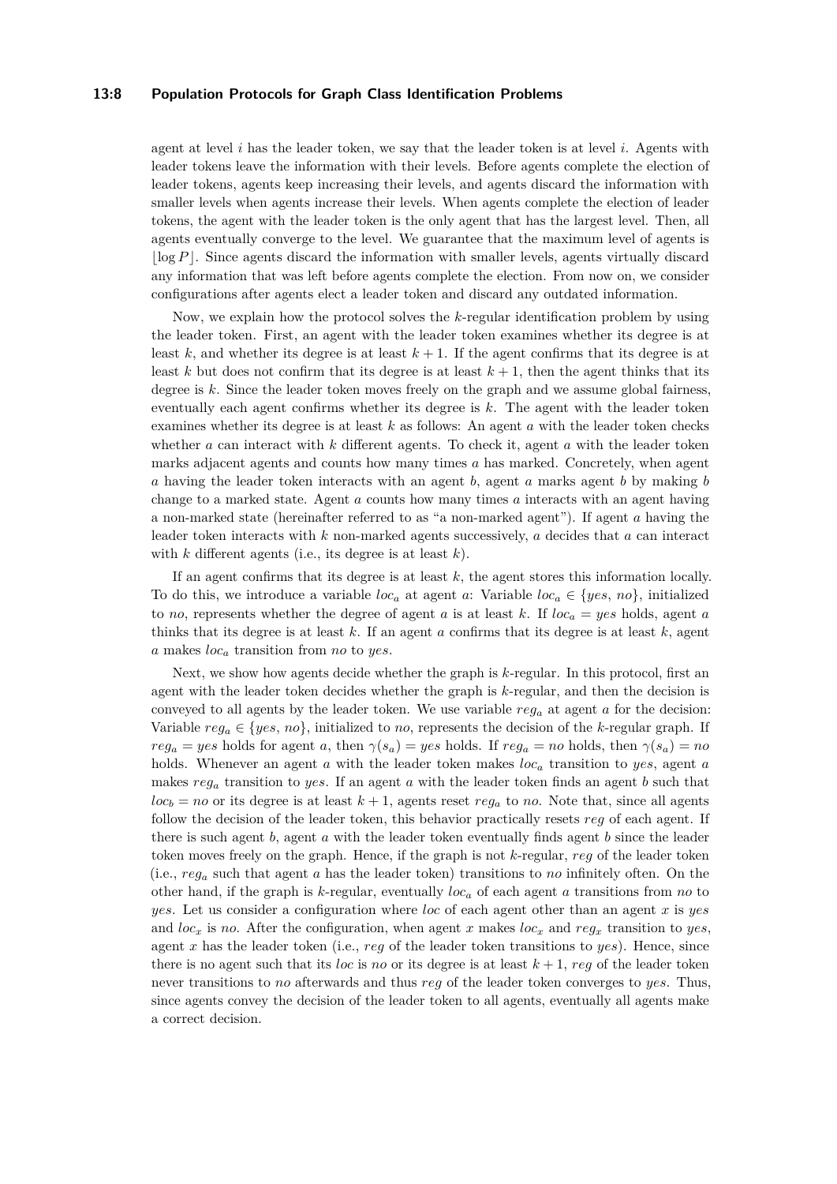agent at level $i$ has the leader token, we say that the leader token is at level $i$. Agents with leader tokens leave the information with their levels. Before agents complete the election of leader tokens, agents keep increasing their levels, and agents discard the information with smaller levels when agents increase their levels. When agents complete the election of leader tokens, the agent with the leader token is the only agent that has the largest level. Then, all agents eventually converge to the level. We guarantee that the maximum level of agents is $\lfloor \log P \rfloor$. Since agents discard the information with smaller levels, agents virtually discard any information that was left before agents complete the election. From now on, we consider configurations after agents elect a leader token and discard any outdated information.

Now, we explain how the protocol solves the $k$-regular identification problem by using the leader token. First, an agent with the leader token examines whether its degree is at least $k$, and whether its degree is at least $k+1$. If the agent confirms that its degree is at least $k$ but does not confirm that its degree is at least $k+1$, then the agent thinks that its degree is $k$. Since the leader token moves freely on the graph and we assume global fairness, eventually each agent confirms whether its degree is $k$. The agent with the leader token examines whether its degree is at least $k$ as follows: An agent $a$ with the leader token checks whether $a$ can interact with $k$ different agents. To check it, agent $a$ with the leader token marks adjacent agents and counts how many times $a$ has marked. Concretely, when agent $a$ having the leader token interacts with an agent $b$, agent $a$ marks agent $b$ by making $b$ change to a marked state. Agent $a$ counts how many times $a$ interacts with an agent having a non-marked state (hereinafter referred to as "a non-marked agent"). If agent $a$ having the leader token interacts with $k$ non-marked agents successively, $a$ decides that $a$ can interact with $k$ different agents (i.e., its degree is at least $k$).

If an agent confirms that its degree is at least $k$, the agent stores this information locally. To do this, we introduce a variable $loc_a$ at agent $a$: Variable $loc_a \in \{yes, no\}$, initialized to *no*, represents whether the degree of agent $a$ is at least $k$. If $loc_a = yes$ holds, agent $a$ thinks that its degree is at least $k$. If an agent $a$ confirms that its degree is at least $k$, agent $a$ makes $loc_a$ transition from *no* to *yes*.

Next, we show how agents decide whether the graph is $k$-regular. In this protocol, first an agent with the leader token decides whether the graph is $k$-regular, and then the decision is conveyed to all agents by the leader token. We use variable $reg_a$ at agent $a$ for the decision: Variable $reg_a \in \{yes, no\}$, initialized to *no*, represents the decision of the $k$-regular graph. If $reg_a = yes$ holds for agent $a$, then $\gamma(s_a) = yes$ holds. If $reg_a = no$ holds, then $\gamma(s_a) = no$ holds. Whenever an agent $a$ with the leader token makes $loc_a$ transition to *yes*, agent $a$ makes $reg_a$ transition to *yes*. If an agent $a$ with the leader token finds an agent $b$ such that $loc_b = no$ or its degree is at least $k+1$, agents reset $reg_a$ to *no*. Note that, since all agents follow the decision of the leader token, this behavior practically resets $reg$ of each agent. If there is such agent $b$, agent $a$ with the leader token eventually finds agent $b$ since the leader token moves freely on the graph. Hence, if the graph is not $k$-regular, $reg$ of the leader token (i.e., $reg_a$ such that agent $a$ has the leader token) transitions to *no* infinitely often. On the other hand, if the graph is $k$-regular, eventually $loc_a$ of each agent $a$ transitions from *no* to *yes*. Let us consider a configuration where $loc$ of each agent other than an agent $x$ is *yes* and $loc_x$ is *no*. After the configuration, when agent $x$ makes $loc_x$ and $reg_x$ transition to *yes*, agent $x$ has the leader token (i.e., $reg$ of the leader token transitions to *yes*). Hence, since there is no agent such that its $loc$ is *no* or its degree is at least $k+1$, $reg$ of the leader token never transitions to *no* afterwards and thus $reg$ of the leader token converges to *yes*. Thus, since agents convey the decision of the leader token to all agents, eventually all agents make a correct decision.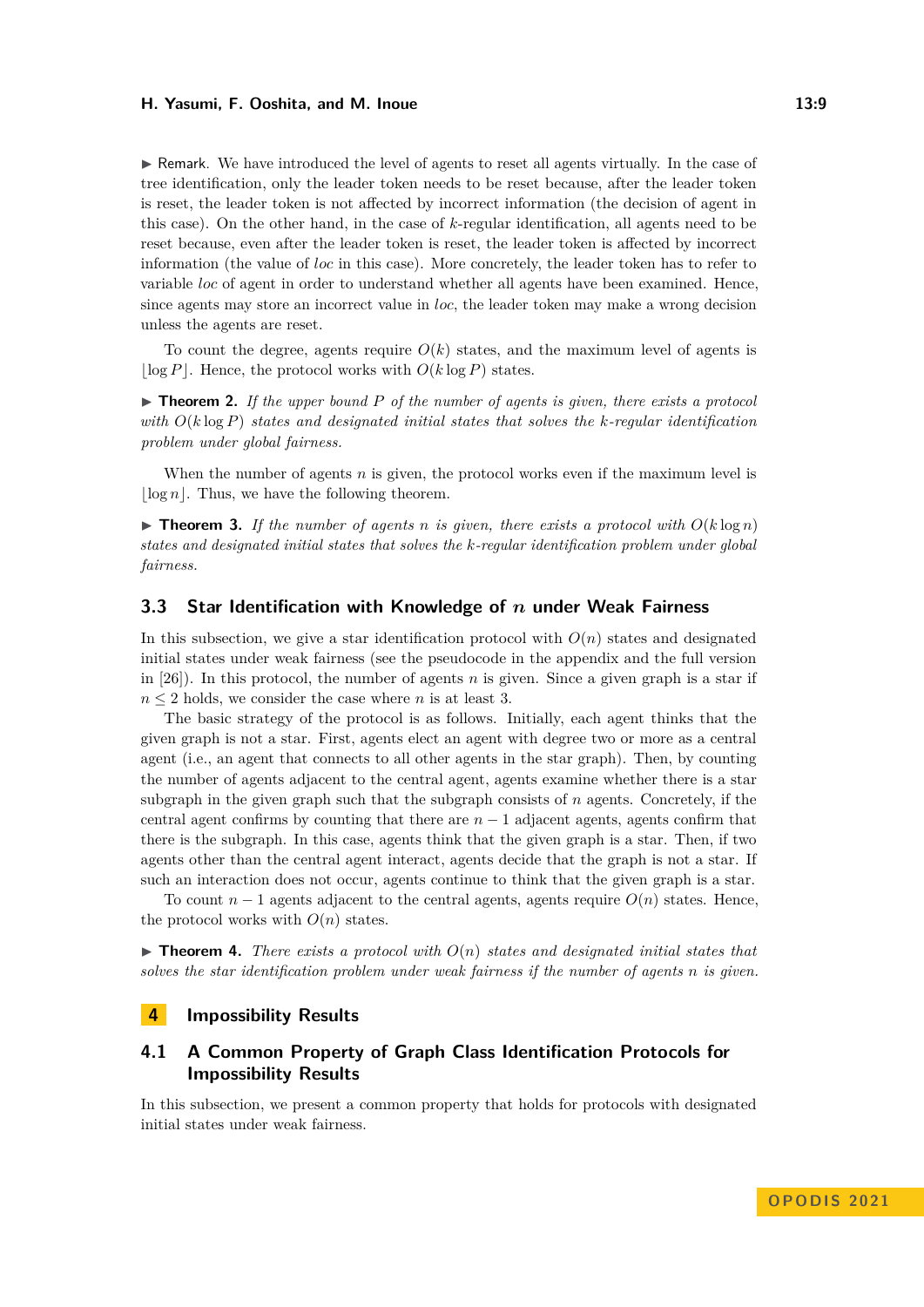▶ Remark. We have introduced the level of agents to reset all agents virtually. In the case of tree identification, only the leader token needs to be reset because, after the leader token is reset, the leader token is not affected by incorrect information (the decision of agent in this case). On the other hand, in the case of $k$-regular identification, all agents need to be reset because, even after the leader token is reset, the leader token is affected by incorrect information (the value of *loc* in this case). More concretely, the leader token has to refer to variable *loc* of agent in order to understand whether all agents have been examined. Hence, since agents may store an incorrect value in *loc*, the leader token may make a wrong decision unless the agents are reset.

To count the degree, agents require $O(k)$ states, and the maximum level of agents is $\lfloor \log P \rfloor$. Hence, the protocol works with $O(k \log P)$ states.

▶ **Theorem 2.** *If the upper bound $P$ of the number of agents is given, there exists a protocol with $O(k \log P)$ states and designated initial states that solves the $k$-regular identification problem under global fairness.*

When the number of agents $n$ is given, the protocol works even if the maximum level is $\lfloor \log n \rfloor$. Thus, we have the following theorem.

▶ **Theorem 3.** *If the number of agents $n$ is given, there exists a protocol with $O(k \log n)$ states and designated initial states that solves the $k$-regular identification problem under global fairness.*

## 3.3 Star Identification with Knowledge of $n$ under Weak Fairness

In this subsection, we give a star identification protocol with $O(n)$ states and designated initial states under weak fairness (see the pseudocode in the appendix and the full version in [26]). In this protocol, the number of agents $n$ is given. Since a given graph is a star if $n \le 2$ holds, we consider the case where $n$ is at least 3.

The basic strategy of the protocol is as follows. Initially, each agent thinks that the given graph is not a star. First, agents elect an agent with degree two or more as a central agent (i.e., an agent that connects to all other agents in the star graph). Then, by counting the number of agents adjacent to the central agent, agents examine whether there is a star subgraph in the given graph such that the subgraph consists of $n$ agents. Concretely, if the central agent confirms by counting that there are $n-1$ adjacent agents, agents confirm that there is the subgraph. In this case, agents think that the given graph is a star. Then, if two agents other than the central agent interact, agents decide that the graph is not a star. If such an interaction does not occur, agents continue to think that the given graph is a star.

To count $n-1$ agents adjacent to the central agents, agents require $O(n)$ states. Hence, the protocol works with $O(n)$ states.

▶ **Theorem 4.** *There exists a protocol with $O(n)$ states and designated initial states that solves the star identification problem under weak fairness if the number of agents $n$ is given.*

# 4 Impossibility Results

## 4.1 A Common Property of Graph Class Identification Protocols for Impossibility Results

In this subsection, we present a common property that holds for protocols with designated initial states under weak fairness.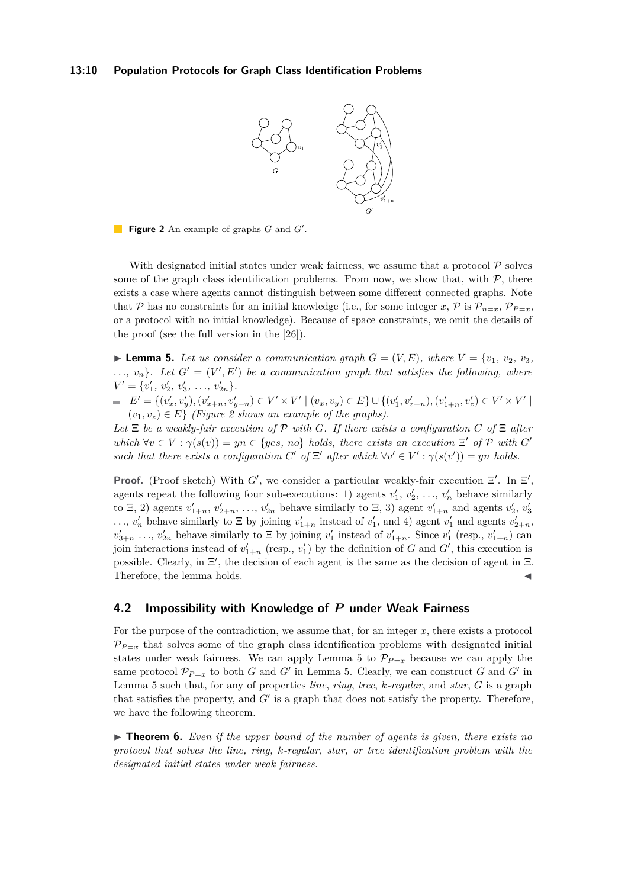**Figure 2** An example of graphs $G$ and $G'$.

With designated initial states under weak fairness, we assume that a protocol $\mathcal{P}$ solves some of the graph class identification problems. From now, we show that, with $\mathcal{P}$, there exists a case where agents cannot distinguish between some different connected graphs. Note that $\mathcal{P}$ has no constraints for an initial knowledge (i.e., for some integer $x$, $\mathcal{P}$ is $\mathcal{P}_{n=x}$, $\mathcal{P}_{P=x}$, or a protocol with no initial knowledge). Because of space constraints, we omit the details of the proof (see the full version in the [26]).

▶ **Lemma 5.** *Let us consider a communication graph $G = (V, E)$, where $V = \{v_1, v_2, v_3, \ldots, v_n\}$. Let $G' = (V', E')$ be a communication graph that satisfies the following, where $V' = \{v'_1, v'_2, v'_3, \ldots, v'_{2n}\}$.*

- *$E' = \{(v'_x, v'_y), (v'_{x+n}, v'_{y+n}) \in V' \times V' \mid (v_x, v_y) \in E\} \cup \{(v'_1, v'_{z+n}), (v'_{1+n}, v'_z) \in V' \times V' \mid (v_1, v_z) \in E\}$ (Figure 2 shows an example of the graphs).*

*Let $\Xi$ be a weakly-fair execution of $\mathcal{P}$ with $G$. If there exists a configuration $C$ of $\Xi$ after which $\forall v \in V : \gamma(s(v)) = yn \in \{yes, no\}$ holds, there exists an execution $\Xi'$ of $\mathcal{P}$ with $G'$ such that there exists a configuration $C'$ of $\Xi'$ after which $\forall v' \in V' : \gamma(s(v')) = yn$ holds.*

**Proof.** (Proof sketch) With $G'$, we consider a particular weakly-fair execution $\Xi'$. In $\Xi'$, agents repeat the following four sub-executions: 1) agents $v'_1, v'_2, \ldots, v'_n$ behave similarly to $\Xi$, 2) agents $v'_{1+n}, v'_{2+n}, \ldots, v'_{2n}$ behave similarly to $\Xi$, 3) agent $v'_{1+n}$ and agents $v'_2, v'_3 \ldots, v'_n$ behave similarly to $\Xi$ by joining $v'_{1+n}$ instead of $v'_1$, and 4) agent $v'_1$ and agents $v'_{2+n}, v'_{3+n} \ldots, v'_{2n}$ behave similarly to $\Xi$ by joining $v'_1$ instead of $v'_{1+n}$. Since $v'_1$ (resp., $v'_{1+n}$) can join interactions instead of $v'_{1+n}$ (resp., $v'_1$) by the definition of $G$ and $G'$, this execution is possible. Clearly, in $\Xi'$, the decision of each agent is the same as the decision of agent in $\Xi$. Therefore, the lemma holds. ◀

## 4.2 Impossibility with Knowledge of $P$ under Weak Fairness

For the purpose of the contradiction, we assume that, for an integer $x$, there exists a protocol $\mathcal{P}_{P=x}$ that solves some of the graph class identification problems with designated initial states under weak fairness. We can apply Lemma 5 to $\mathcal{P}_{P=x}$ because we can apply the same protocol $\mathcal{P}_{P=x}$ to both $G$ and $G'$ in Lemma 5. Clearly, we can construct $G$ and $G'$ in Lemma 5 such that, for any of properties *line*, *ring*, *tree*, *k-regular*, and *star*, $G$ is a graph that satisfies the property, and $G'$ is a graph that does not satisfy the property. Therefore, we have the following theorem.

▶ **Theorem 6.** *Even if the upper bound of the number of agents is given, there exists no protocol that solves the line, ring, k-regular, star, or tree identification problem with the designated initial states under weak fairness.*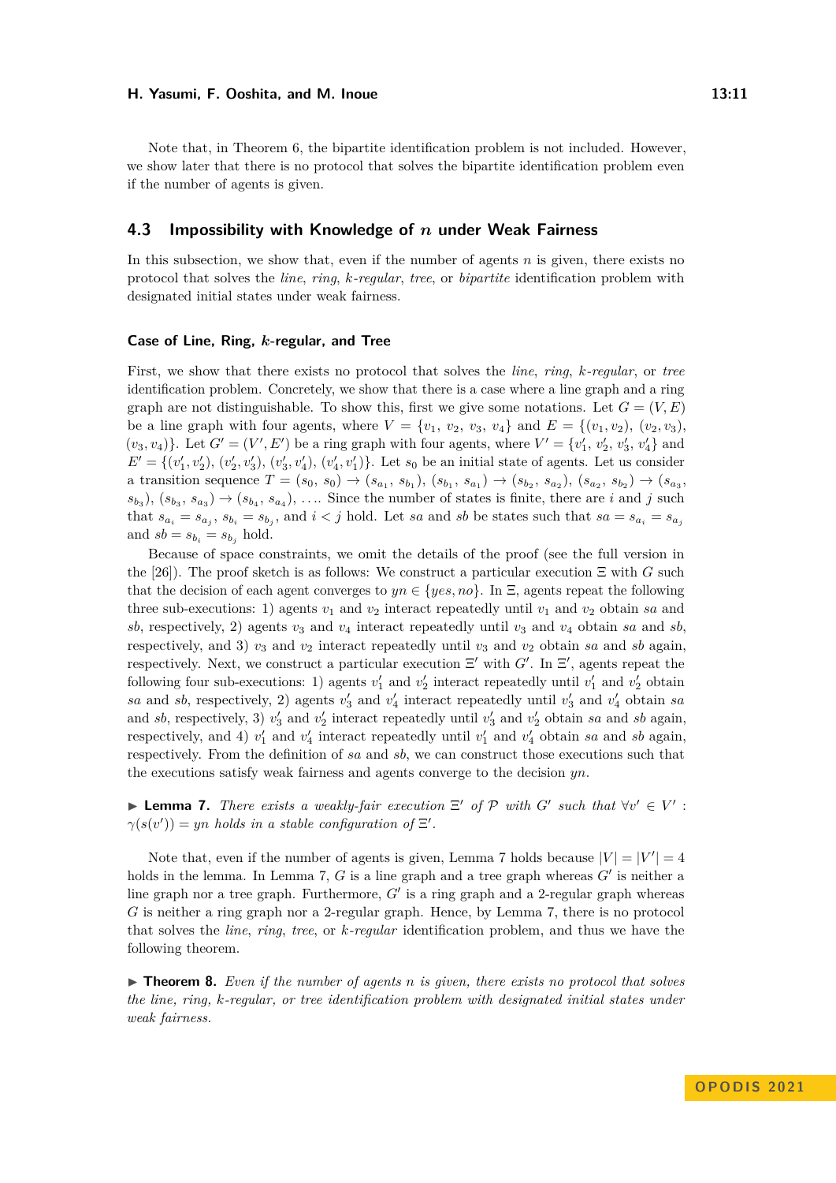Note that, in Theorem 6, the bipartite identification problem is not included. However, we show later that there is no protocol that solves the bipartite identification problem even if the number of agents is given.

## 4.3 Impossibility with Knowledge of $n$ under Weak Fairness

In this subsection, we show that, even if the number of agents $n$ is given, there exists no protocol that solves the *line*, *ring*, *k-regular*, *tree*, or *bipartite* identification problem with designated initial states under weak fairness.

### Case of Line, Ring, $k$-regular, and Tree

First, we show that there exists no protocol that solves the *line*, *ring*, *k-regular*, or *tree* identification problem. Concretely, we show that there is a case where a line graph and a ring graph are not distinguishable. To show this, first we give some notations. Let $G = (V, E)$ be a line graph with four agents, where $V = \{v_1, v_2, v_3, v_4\}$ and $E = \{(v_1, v_2), (v_2, v_3), (v_3, v_4)\}$. Let $G' = (V', E')$ be a ring graph with four agents, where $V' = \{v'_1, v'_2, v'_3, v'_4\}$ and $E' = \{(v'_1, v'_2), (v'_2, v'_3), (v'_3, v'_4), (v'_4, v'_1)\}$. Let $s_0$ be an initial state of agents. Let us consider a transition sequence $T = (s_0, s_0) \to (s_{a_1}, s_{b_1}), (s_{b_1}, s_{a_1}) \to (s_{b_2}, s_{a_2}), (s_{a_2}, s_{b_2}) \to (s_{a_3}, s_{b_3}), (s_{b_3}, s_{a_3}) \to (s_{b_4}, s_{a_4}), \ldots$. Since the number of states is finite, there are $i$ and $j$ such that $s_{a_i} = s_{a_j}$, $s_{b_i} = s_{b_j}$, and $i < j$ hold. Let $sa$ and $sb$ be states such that $sa = s_{a_i} = s_{a_j}$ and $sb = s_{b_i} = s_{b_j}$ hold.

Because of space constraints, we omit the details of the proof (see the full version in the [26]). The proof sketch is as follows: We construct a particular execution $\Xi$ with $G$ such that the decision of each agent converges to $yn \in \{yes, no\}$. In $\Xi$, agents repeat the following three sub-executions: 1) agents $v_1$ and $v_2$ interact repeatedly until $v_1$ and $v_2$ obtain $sa$ and $sb$, respectively, 2) agents $v_3$ and $v_4$ interact repeatedly until $v_3$ and $v_4$ obtain $sa$ and $sb$, respectively, and 3) $v_3$ and $v_2$ interact repeatedly until $v_3$ and $v_2$ obtain $sa$ and $sb$ again, respectively. Next, we construct a particular execution $\Xi'$ with $G'$. In $\Xi'$, agents repeat the following four sub-executions: 1) agents $v'_1$ and $v'_2$ interact repeatedly until $v'_1$ and $v'_2$ obtain $sa$ and $sb$, respectively, 2) agents $v'_3$ and $v'_4$ interact repeatedly until $v'_3$ and $v'_4$ obtain $sa$ and $sb$, respectively, 3) $v'_3$ and $v'_2$ interact repeatedly until $v'_3$ and $v'_2$ obtain $sa$ and $sb$ again, respectively, and 4) $v'_1$ and $v'_4$ interact repeatedly until $v'_1$ and $v'_4$ obtain $sa$ and $sb$ again, respectively. From the definition of $sa$ and $sb$, we can construct those executions such that the executions satisfy weak fairness and agents converge to the decision $yn$.

▶ **Lemma 7.** *There exists a weakly-fair execution $\Xi'$ of $\mathcal{P}$ with $G'$ such that $\forall v' \in V' : \gamma(s(v')) = yn$ holds in a stable configuration of $\Xi'$.*

Note that, even if the number of agents is given, Lemma 7 holds because $|V| = |V'| = 4$ holds in the lemma. In Lemma 7, $G$ is a line graph and a tree graph whereas $G'$ is neither a line graph nor a tree graph. Furthermore, $G'$ is a ring graph and a 2-regular graph whereas $G$ is neither a ring graph nor a 2-regular graph. Hence, by Lemma 7, there is no protocol that solves the *line*, *ring*, *tree*, or *k-regular* identification problem, and thus we have the following theorem.

▶ **Theorem 8.** *Even if the number of agents $n$ is given, there exists no protocol that solves the line, ring, $k$-regular, or tree identification problem with designated initial states under weak fairness.*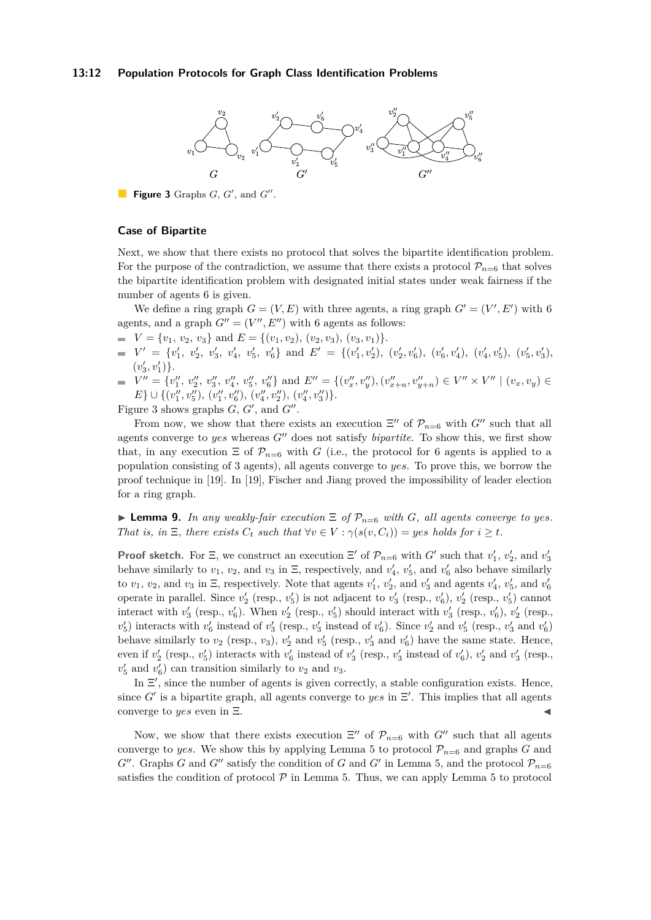**Figure 3** Graphs $G$, $G'$, and $G''$.

### Case of Bipartite

Next, we show that there exists no protocol that solves the bipartite identification problem. For the purpose of the contradiction, we assume that there exists a protocol $\mathcal{P}_{n=6}$ that solves the bipartite identification problem with designated initial states under weak fairness if the number of agents 6 is given.

We define a ring graph $G = (V, E)$ with three agents, a ring graph $G' = (V', E')$ with 6 agents, and a graph $G'' = (V'', E'')$ with 6 agents as follows:

- $V = \{v_1, v_2, v_3\}$ and $E = \{(v_1, v_2), (v_2, v_3), (v_3, v_1)\}$.
- $V' = \{v'_1, v'_2, v'_3, v'_4, v'_5, v'_6\}$ and $E' = \{(v'_1, v'_2), (v'_2, v'_6), (v'_6, v'_4), (v'_4, v'_5), (v'_5, v'_3), (v'_3, v'_1)\}$.
- $V'' = \{v''_1, v''_2, v''_3, v''_4, v''_5, v''_6\}$ and $E'' = \{(v''_x, v''_y), (v''_{x+n}, v''_{y+n}) \in V'' \times V'' \mid (v_x, v_y) \in E\} \cup \{(v''_1, v''_5), (v''_1, v''_6), (v''_4, v''_2), (v''_4, v''_3)\}$.

Figure 3 shows graphs $G$, $G'$, and $G''$.

From now, we show that there exists an execution $\Xi''$ of $\mathcal{P}_{n=6}$ with $G''$ such that all agents converge to *yes* whereas $G''$ does not satisfy *bipartite*. To show this, we first show that, in any execution $\Xi$ of $\mathcal{P}_{n=6}$ with $G$ (i.e., the protocol for 6 agents is applied to a population consisting of 3 agents), all agents converge to *yes*. To prove this, we borrow the proof technique in [19]. In [19], Fischer and Jiang proved the impossibility of leader election for a ring graph.

▶ **Lemma 9.** *In any weakly-fair execution $\Xi$ of $\mathcal{P}_{n=6}$ with $G$, all agents converge to yes. That is, in $\Xi$, there exists $C_t$ such that $\forall v \in V : \gamma(s(v, C_i)) = yes$ holds for $i \geq t$.*

**Proof sketch.** For $\Xi$, we construct an execution $\Xi'$ of $\mathcal{P}_{n=6}$ with $G'$ such that $v'_1$, $v'_2$, and $v'_3$ behave similarly to $v_1$, $v_2$, and $v_3$ in $\Xi$, respectively, and $v'_4$, $v'_5$, and $v'_6$ also behave similarly to $v_1$, $v_2$, and $v_3$ in $\Xi$, respectively. Note that agents $v'_1$, $v'_2$, and $v'_3$ and agents $v'_4$, $v'_5$, and $v'_6$ operate in parallel. Since $v'_2$ (resp., $v'_5$) is not adjacent to $v'_3$ (resp., $v'_6$), $v'_2$ (resp., $v'_5$) cannot interact with $v'_3$ (resp., $v'_6$). When $v'_2$ (resp., $v'_5$) should interact with $v'_3$ (resp., $v'_6$), $v'_2$ (resp., $v'_5$) interacts with $v'_6$ instead of $v'_3$ (resp., $v'_3$ instead of $v'_6$). Since $v'_2$ and $v'_5$ (resp., $v'_3$ and $v'_6$) behave similarly to $v_2$ (resp., $v_3$), $v'_2$ and $v'_5$ (resp., $v'_3$ and $v'_6$) have the same state. Hence, even if $v'_2$ (resp., $v'_5$) interacts with $v'_6$ instead of $v'_3$ (resp., $v'_3$ instead of $v'_6$), $v'_2$ and $v'_3$ (resp., $v'_5$ and $v'_6$) can transition similarly to $v_2$ and $v_3$.

In $\Xi'$, since the number of agents is given correctly, a stable configuration exists. Hence, since $G'$ is a bipartite graph, all agents converge to *yes* in $\Xi'$. This implies that all agents converge to *yes* even in $\Xi$. ◀

Now, we show that there exists execution $\Xi''$ of $\mathcal{P}_{n=6}$ with $G''$ such that all agents converge to *yes*. We show this by applying Lemma 5 to protocol $\mathcal{P}_{n=6}$ and graphs $G$ and $G''$. Graphs $G$ and $G''$ satisfy the condition of $G$ and $G'$ in Lemma 5, and the protocol $\mathcal{P}_{n=6}$ satisfies the condition of protocol $\mathcal{P}$ in Lemma 5. Thus, we can apply Lemma 5 to protocol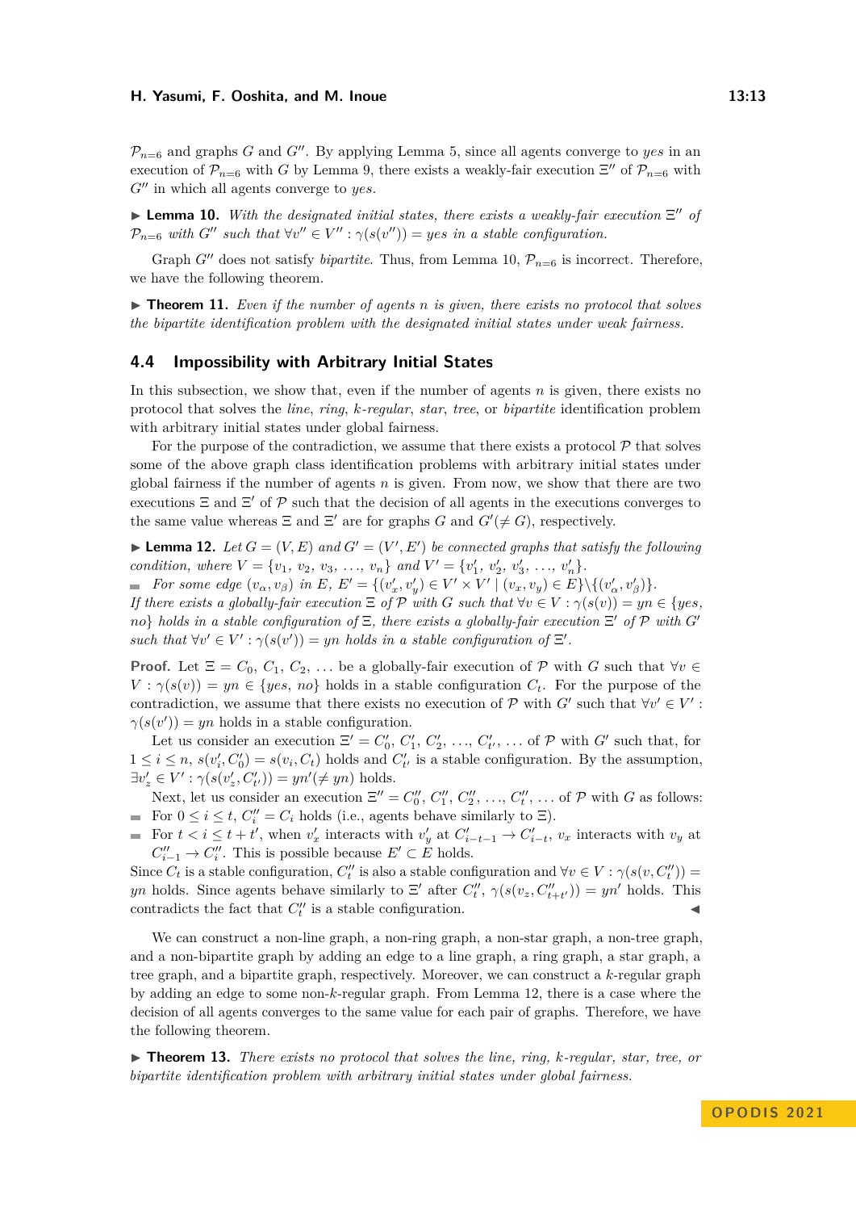$\mathcal{P}_{n=6}$ and graphs $G$ and $G''$. By applying Lemma 5, since all agents converge to *yes* in an execution of $\mathcal{P}_{n=6}$ with $G$ by Lemma 9, there exists a weakly-fair execution $\Xi''$ of $\mathcal{P}_{n=6}$ with $G''$ in which all agents converge to *yes*.

▶ **Lemma 10.** *With the designated initial states, there exists a weakly-fair execution $\Xi''$ of $\mathcal{P}_{n=6}$ with $G''$ such that $\forall v'' \in V'' : \gamma(s(v'')) = yes$ in a stable configuration.*

Graph $G''$ does not satisfy *bipartite*. Thus, from Lemma 10, $\mathcal{P}_{n=6}$ is incorrect. Therefore, we have the following theorem.

▶ **Theorem 11.** *Even if the number of agents $n$ is given, there exists no protocol that solves the bipartite identification problem with the designated initial states under weak fairness.*

## 4.4 Impossibility with Arbitrary Initial States

In this subsection, we show that, even if the number of agents $n$ is given, there exists no protocol that solves the *line*, *ring*, *k-regular*, *star*, *tree*, or *bipartite* identification problem with arbitrary initial states under global fairness.

For the purpose of the contradiction, we assume that there exists a protocol $\mathcal{P}$ that solves some of the above graph class identification problems with arbitrary initial states under global fairness if the number of agents $n$ is given. From now, we show that there are two executions $\Xi$ and $\Xi'$ of $\mathcal{P}$ such that the decision of all agents in the executions converges to the same value whereas $\Xi$ and $\Xi'$ are for graphs $G$ and $G'(\neq G)$, respectively.

▶ **Lemma 12.** *Let $G = (V, E)$ and $G' = (V', E')$ be connected graphs that satisfy the following condition, where $V = \{v_1, v_2, v_3, \ldots, v_n\}$ and $V' = \{v'_1, v'_2, v'_3, \ldots, v'_n\}$.*

- *For some edge $(v_\alpha, v_\beta)$ in $E$, $E' = \{(v'_x, v'_y) \in V' \times V' \mid (v_x, v_y) \in E\} \backslash \{(v'_\alpha, v'_\beta)\}$.*

*If there exists a globally-fair execution $\Xi$ of $\mathcal{P}$ with $G$ such that $\forall v \in V : \gamma(s(v)) = yn \in \{yes, no\}$ holds in a stable configuration of $\Xi$, there exists a globally-fair execution $\Xi'$ of $\mathcal{P}$ with $G'$ such that $\forall v' \in V' : \gamma(s(v')) = yn$ holds in a stable configuration of $\Xi'$.*

**Proof.** Let $\Xi = C_0, C_1, C_2, \ldots$ be a globally-fair execution of $\mathcal{P}$ with $G$ such that $\forall v \in V : \gamma(s(v)) = yn \in \{yes, no\}$ holds in a stable configuration $C_t$. For the purpose of the contradiction, we assume that there exists no execution of $\mathcal{P}$ with $G'$ such that $\forall v' \in V' : \gamma(s(v')) = yn$ holds in a stable configuration.

Let us consider an execution $\Xi' = C'_0, C'_1, C'_2, \ldots, C'_{t'}, \ldots$ of $\mathcal{P}$ with $G'$ such that, for $1 \le i \le n$, $s(v'_i, C'_0) = s(v_i, C_t)$ holds and $C'_{t'}$ is a stable configuration. By the assumption, $\exists v'_z \in V' : \gamma(s(v'_z, C'_{t'})) = yn'(\neq yn)$ holds.

Next, let us consider an execution $\Xi'' = C''_0, C''_1, C''_2, \ldots, C''_t, \ldots$ of $\mathcal{P}$ with $G$ as follows:

- For $0 \le i \le t$, $C''_i = C_i$ holds (i.e., agents behave similarly to $\Xi$).
- For $t < i \le t + t'$, when $v'_x$ interacts with $v'_y$ at $C'_{i-t-1} \to C'_{i-t}$, $v_x$ interacts with $v_y$ at $C''_{i-1} \to C''_i$. This is possible because $E' \subset E$ holds.

Since $C_t$ is a stable configuration, $C''_t$ is also a stable configuration and $\forall v \in V : \gamma(s(v, C''_t)) = yn$ holds. Since agents behave similarly to $\Xi'$ after $C''_t$, $\gamma(s(v_z, C''_{t+t'})) = yn'$ holds. This contradicts the fact that $C''_t$ is a stable configuration. ◀

We can construct a non-line graph, a non-ring graph, a non-star graph, a non-tree graph, and a non-bipartite graph by adding an edge to a line graph, a ring graph, a star graph, a tree graph, and a bipartite graph, respectively. Moreover, we can construct a $k$-regular graph by adding an edge to some non-$k$-regular graph. From Lemma 12, there is a case where the decision of all agents converges to the same value for each pair of graphs. Therefore, we have the following theorem.

▶ **Theorem 13.** *There exists no protocol that solves the line, ring, k-regular, star, tree, or bipartite identification problem with arbitrary initial states under global fairness.*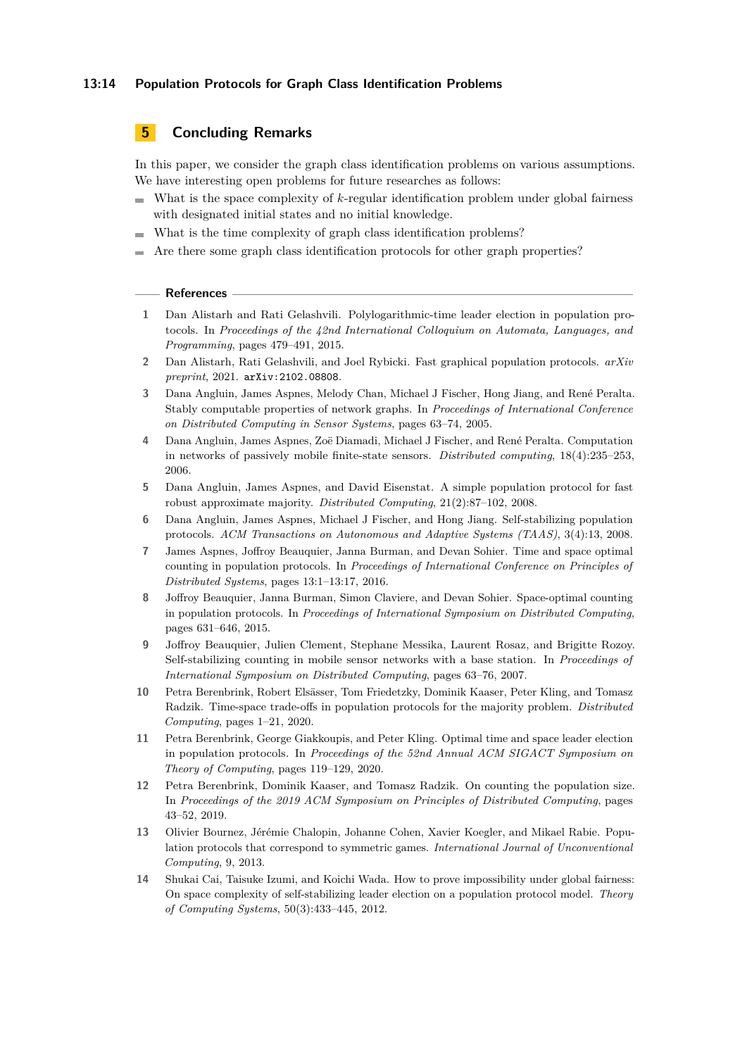## 5 Concluding Remarks

In this paper, we consider the graph class identification problems on various assumptions. We have interesting open problems for future researches as follows:

- What is the space complexity of $k$-regular identification problem under global fairness with designated initial states and no initial knowledge.
- What is the time complexity of graph class identification problems?
- Are there some graph class identification protocols for other graph properties?

### References

1. Dan Alistarh and Rati Gelashvili. Polylogarithmic-time leader election in population protocols. In *Proceedings of the 42nd International Colloquium on Automata, Languages, and Programming*, pages 479–491, 2015.
2. Dan Alistarh, Rati Gelashvili, and Joel Rybicki. Fast graphical population protocols. *arXiv preprint*, 2021. `arXiv:2102.08808`.
3. Dana Angluin, James Aspnes, Melody Chan, Michael J Fischer, Hong Jiang, and René Peralta. Stably computable properties of network graphs. In *Proceedings of International Conference on Distributed Computing in Sensor Systems*, pages 63–74, 2005.
4. Dana Angluin, James Aspnes, Zoë Diamadi, Michael J Fischer, and René Peralta. Computation in networks of passively mobile finite-state sensors. *Distributed computing*, 18(4):235–253, 2006.
5. Dana Angluin, James Aspnes, and David Eisenstat. A simple population protocol for fast robust approximate majority. *Distributed Computing*, 21(2):87–102, 2008.
6. Dana Angluin, James Aspnes, Michael J Fischer, and Hong Jiang. Self-stabilizing population protocols. *ACM Transactions on Autonomous and Adaptive Systems (TAAS)*, 3(4):13, 2008.
7. James Aspnes, Joffroy Beauquier, Janna Burman, and Devan Sohier. Time and space optimal counting in population protocols. In *Proceedings of International Conference on Principles of Distributed Systems*, pages 13:1–13:17, 2016.
8. Joffroy Beauquier, Janna Burman, Simon Claviere, and Devan Sohier. Space-optimal counting in population protocols. In *Proceedings of International Symposium on Distributed Computing*, pages 631–646, 2015.
9. Joffroy Beauquier, Julien Clement, Stephane Messika, Laurent Rosaz, and Brigitte Rozoy. Self-stabilizing counting in mobile sensor networks with a base station. In *Proceedings of International Symposium on Distributed Computing*, pages 63–76, 2007.
10. Petra Berenbrink, Robert Elsässer, Tom Friedetzky, Dominik Kaaser, Peter Kling, and Tomasz Radzik. Time-space trade-offs in population protocols for the majority problem. *Distributed Computing*, pages 1–21, 2020.
11. Petra Berenbrink, George Giakkoupis, and Peter Kling. Optimal time and space leader election in population protocols. In *Proceedings of the 52nd Annual ACM SIGACT Symposium on Theory of Computing*, pages 119–129, 2020.
12. Petra Berenbrink, Dominik Kaaser, and Tomasz Radzik. On counting the population size. In *Proceedings of the 2019 ACM Symposium on Principles of Distributed Computing*, pages 43–52, 2019.
13. Olivier Bournez, Jérémie Chalopin, Johanne Cohen, Xavier Koegler, and Mikael Rabie. Population protocols that correspond to symmetric games. *International Journal of Unconventional Computing*, 9, 2013.
14. Shukai Cai, Taisuke Izumi, and Koichi Wada. How to prove impossibility under global fairness: On space complexity of self-stabilizing leader election on a population protocol model. *Theory of Computing Systems*, 50(3):433–445, 2012.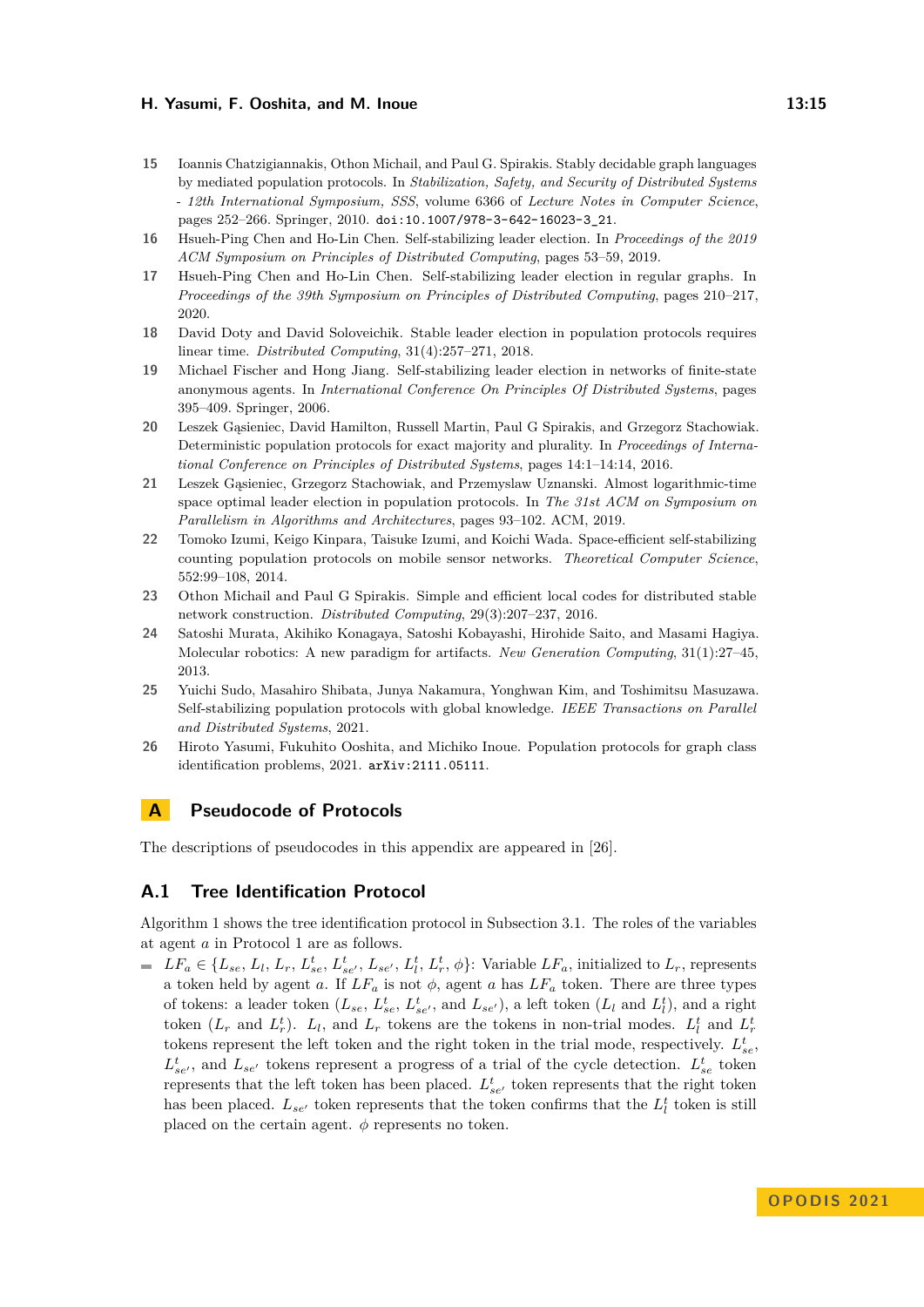15 Ioannis Chatzigiannakis, Othon Michail, and Paul G. Spirakis. Stably decidable graph languages by mediated population protocols. In *Stabilization, Safety, and Security of Distributed Systems - 12th International Symposium, SSS*, volume 6366 of *Lecture Notes in Computer Science*, pages 252–266. Springer, 2010. doi:10.1007/978-3-642-16023-3_21.

16 Hsueh-Ping Chen and Ho-Lin Chen. Self-stabilizing leader election. In *Proceedings of the 2019 ACM Symposium on Principles of Distributed Computing*, pages 53–59, 2019.

17 Hsueh-Ping Chen and Ho-Lin Chen. Self-stabilizing leader election in regular graphs. In *Proceedings of the 39th Symposium on Principles of Distributed Computing*, pages 210–217, 2020.

18 David Doty and David Soloveichik. Stable leader election in population protocols requires linear time. *Distributed Computing*, 31(4):257–271, 2018.

19 Michael Fischer and Hong Jiang. Self-stabilizing leader election in networks of finite-state anonymous agents. In *International Conference On Principles Of Distributed Systems*, pages 395–409. Springer, 2006.

20 Leszek Gąsieniec, David Hamilton, Russell Martin, Paul G Spirakis, and Grzegorz Stachowiak. Deterministic population protocols for exact majority and plurality. In *Proceedings of International Conference on Principles of Distributed Systems*, pages 14:1–14:14, 2016.

21 Leszek Gąsieniec, Grzegorz Stachowiak, and Przemyslaw Uznanski. Almost logarithmic-time space optimal leader election in population protocols. In *The 31st ACM on Symposium on Parallelism in Algorithms and Architectures*, pages 93–102. ACM, 2019.

22 Tomoko Izumi, Keigo Kinpara, Taisuke Izumi, and Koichi Wada. Space-efficient self-stabilizing counting population protocols on mobile sensor networks. *Theoretical Computer Science*, 552:99–108, 2014.

23 Othon Michail and Paul G Spirakis. Simple and efficient local codes for distributed stable network construction. *Distributed Computing*, 29(3):207–237, 2016.

24 Satoshi Murata, Akihiko Konagaya, Satoshi Kobayashi, Hirohide Saito, and Masami Hagiya. Molecular robotics: A new paradigm for artifacts. *New Generation Computing*, 31(1):27–45, 2013.

25 Yuichi Sudo, Masahiro Shibata, Junya Nakamura, Yonghwan Kim, and Toshimitsu Masuzawa. Self-stabilizing population protocols with global knowledge. *IEEE Transactions on Parallel and Distributed Systems*, 2021.

26 Hiroto Yasumi, Fukuhito Ooshita, and Michiko Inoue. Population protocols for graph class identification problems, 2021. arXiv:2111.05111.

# A Pseudocode of Protocols

The descriptions of pseudocodes in this appendix are appeared in [26].

## A.1 Tree Identification Protocol

Algorithm 1 shows the tree identification protocol in Subsection 3.1. The roles of the variables at agent $a$ in Protocol 1 are as follows.

- $LF_a \in \{L_{se}, L_l, L_r, L^t_{se}, L^t_{se'}, L_{se'}, L^t_l, L^t_r, \phi\}$: Variable $LF_a$, initialized to $L_r$, represents a token held by agent $a$. If $LF_a$ is not $\phi$, agent $a$ has $LF_a$ token. There are three types of tokens: a leader token ($L_{se}$, $L^t_{se}$, $L^t_{se'}$, and $L_{se'}$), a left token ($L_l$ and $L^t_l$), and a right token ($L_r$ and $L^t_r$). $L_l$, and $L_r$ tokens are the tokens in non-trial modes. $L^t_l$ and $L^t_r$ tokens represent the left token and the right token in the trial mode, respectively. $L^t_{se}$, $L^t_{se'}$, and $L_{se'}$ tokens represent a progress of a trial of the cycle detection. $L^t_{se}$ token represents that the left token has been placed. $L^t_{se'}$ token represents that the right token has been placed. $L_{se'}$ token represents that the token confirms that the $L^t_l$ token is still placed on the certain agent. $\phi$ represents no token.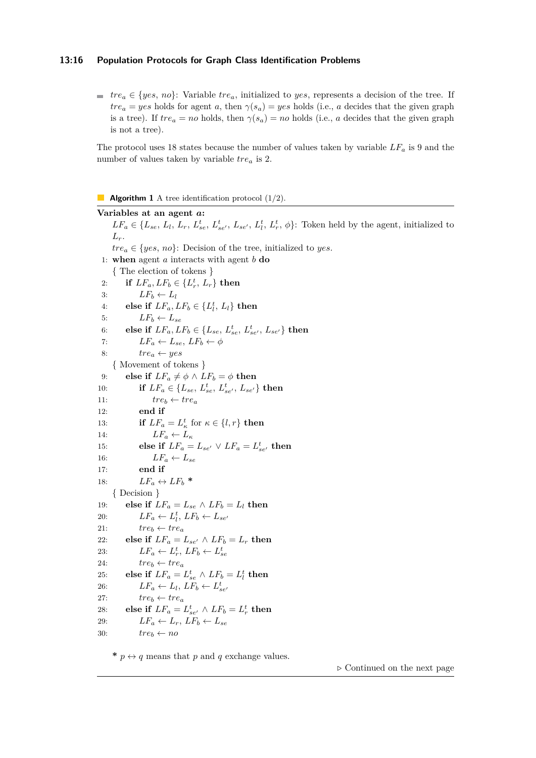- $tre_a \in \{yes, no\}$: Variable $tre_a$, initialized to $yes$, represents a decision of the tree. If $tre_a = yes$ holds for agent $a$, then $\gamma(s_a) = yes$ holds (i.e., $a$ decides that the given graph is a tree). If $tre_a = no$ holds, then $\gamma(s_a) = no$ holds (i.e., $a$ decides that the given graph is not a tree).

The protocol uses 18 states because the number of values taken by variable $LF_a$ is 9 and the number of values taken by variable $tre_a$ is 2.

**Algorithm 1** A tree identification protocol (1/2).

**Variables at an agent $a$:**

$LF_a \in \{L_{se}, L_l, L_r, L^t_{se}, L^t_{se'}, L_{se'}, L^t_l, L^t_r, \phi\}$: Token held by the agent, initialized to $L_r$.

$tre_a \in \{yes, no\}$: Decision of the tree, initialized to $yes$.

```
 1: when agent a interacts with agent b do
    { The election of tokens }
 2:    if LF_a, LF_b ∈ {L^t_r, L_r} then
 3:       LF_b ← L_l
 4:    else if LF_a, LF_b ∈ {L^t_l, L_l} then
 5:       LF_b ← L_se
 6:    else if LF_a, LF_b ∈ {L_se, L^t_se, L^t_se', L_se'} then
 7:       LF_a ← L_se, LF_b ← φ
 8:       tre_a ← yes
    { Movement of tokens }
 9:    else if LF_a ≠ φ ∧ LF_b = φ then
10:       if LF_a ∈ {L_se, L^t_se, L^t_se', L_se'} then
11:          tre_b ← tre_a
12:       end if
13:       if LF_a = L^t_κ for κ ∈ {l, r} then
14:          LF_a ← L_κ
15:       else if LF_a = L_se' ∨ LF_a = L^t_se' then
16:          LF_a ← L_se
17:       end if
18:       LF_a ↔ LF_b *
    { Decision }
19:    else if LF_a = L_se ∧ LF_b = L_l then
20:       LF_a ← L^t_l, LF_b ← L_se'
21:       tre_b ← tre_a
22:    else if LF_a = L_se' ∧ LF_b = L_r then
23:       LF_a ← L^t_r, LF_b ← L^t_se
24:       tre_b ← tre_a
25:    else if LF_a = L^t_se ∧ LF_b = L^t_l then
26:       LF_a ← L_l, LF_b ← L^t_se'
27:       tre_b ← tre_a
28:    else if LF_a = L^t_se' ∧ LF_b = L^t_r then
29:       LF_a ← L_r, LF_b ← L_se
30:       tre_b ← no
```

\* $p \leftrightarrow q$ means that $p$ and $q$ exchange values.

▷ Continued on the next page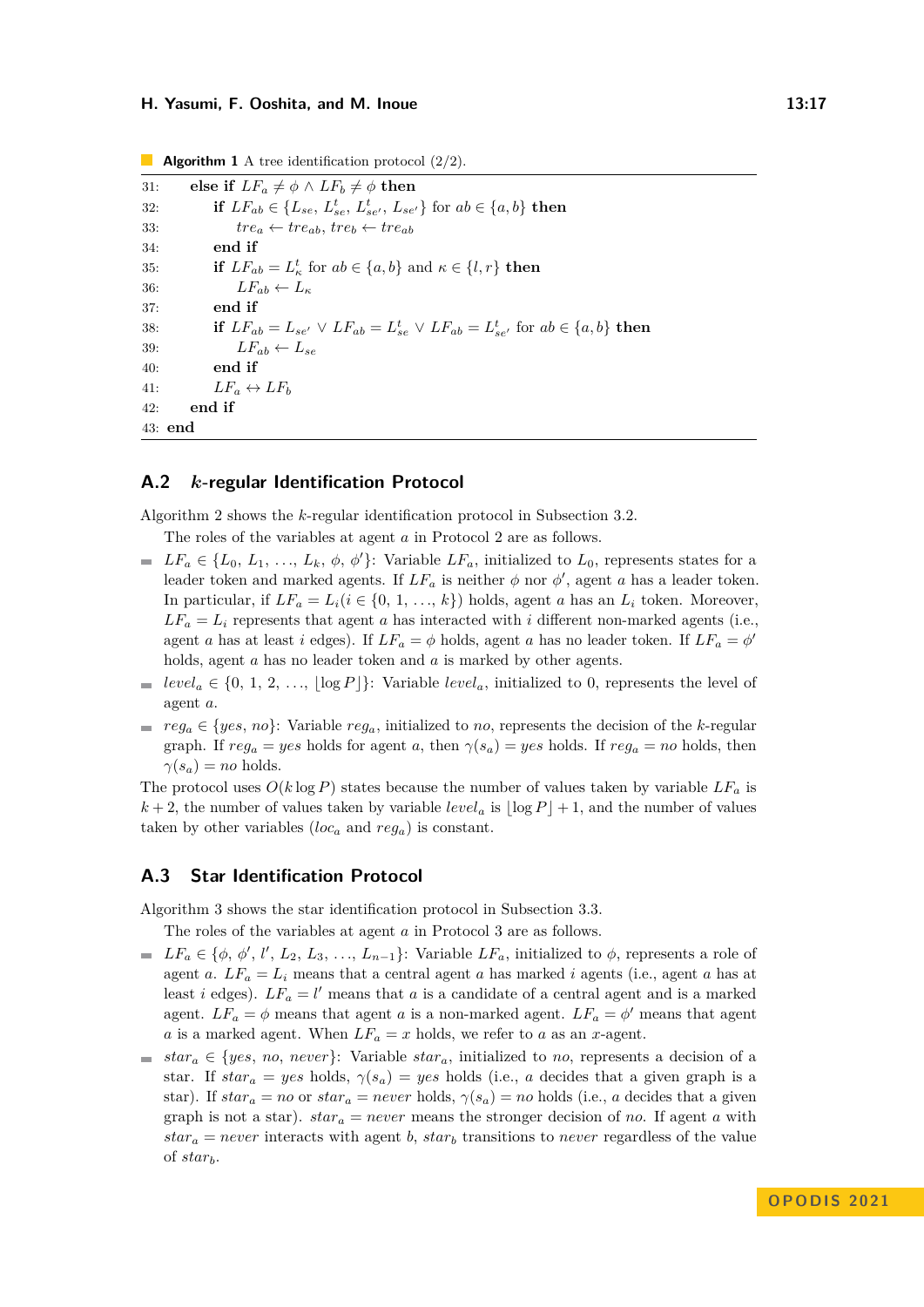**Algorithm 1** A tree identification protocol (2/2).

```
31:     else if LF_a ≠ φ ∧ LF_b ≠ φ then
32:         if LF_ab ∈ {L_se, L^t_se, L^t_se', L_se'} for ab ∈ {a, b} then
33:             tre_a ← tre_ab, tre_b ← tre_ab
34:         end if
35:         if LF_ab = L^t_κ for ab ∈ {a, b} and κ ∈ {l, r} then
36:             LF_ab ← L_κ
37:         end if
38:         if LF_ab = L_se' ∨ LF_ab = L^t_se ∨ LF_ab = L^t_se' for ab ∈ {a, b} then
39:             LF_ab ← L_se
40:         end if
41:         LF_a ↔ LF_b
42:     end if
43: end
```

## A.2 $k$-regular Identification Protocol

Algorithm 2 shows the $k$-regular identification protocol in Subsection 3.2.

The roles of the variables at agent $a$ in Protocol 2 are as follows.

- $LF_a \in \{L_0, L_1, \ldots, L_k, \phi, \phi'\}$: Variable $LF_a$, initialized to $L_0$, represents states for a leader token and marked agents. If $LF_a$ is neither $\phi$ nor $\phi'$, agent $a$ has a leader token. In particular, if $LF_a = L_i (i \in \{0, 1, \ldots, k\})$ holds, agent $a$ has an $L_i$ token. Moreover, $LF_a = L_i$ represents that agent $a$ has interacted with $i$ different non-marked agents (i.e., agent $a$ has at least $i$ edges). If $LF_a = \phi$ holds, agent $a$ has no leader token. If $LF_a = \phi'$ holds, agent $a$ has no leader token and $a$ is marked by other agents.
- $level_a \in \{0, 1, 2, \ldots, \lfloor \log P \rfloor\}$: Variable $level_a$, initialized to 0, represents the level of agent $a$.
- $reg_a \in \{yes, no\}$: Variable $reg_a$, initialized to $no$, represents the decision of the $k$-regular graph. If $reg_a = yes$ holds for agent $a$, then $\gamma(s_a) = yes$ holds. If $reg_a = no$ holds, then $\gamma(s_a) = no$ holds.

The protocol uses $O(k \log P)$ states because the number of values taken by variable $LF_a$ is $k + 2$, the number of values taken by variable $level_a$ is $\lfloor \log P \rfloor + 1$, and the number of values taken by other variables ($loc_a$ and $reg_a$) is constant.

## A.3 Star Identification Protocol

Algorithm 3 shows the star identification protocol in Subsection 3.3.

The roles of the variables at agent $a$ in Protocol 3 are as follows.

- $LF_a \in \{\phi, \phi', l', L_2, L_3, \ldots, L_{n-1}\}$: Variable $LF_a$, initialized to $\phi$, represents a role of agent $a$. $LF_a = L_i$ means that a central agent $a$ has marked $i$ agents (i.e., agent $a$ has at least $i$ edges). $LF_a = l'$ means that $a$ is a candidate of a central agent and is a marked agent. $LF_a = \phi$ means that agent $a$ is a non-marked agent. $LF_a = \phi'$ means that agent $a$ is a marked agent. When $LF_a = x$ holds, we refer to $a$ as an $x$-agent.
- $star_a \in \{yes, no, never\}$: Variable $star_a$, initialized to $no$, represents a decision of a star. If $star_a = yes$ holds, $\gamma(s_a) = yes$ holds (i.e., $a$ decides that a given graph is a star). If $star_a = no$ or $star_a = never$ holds, $\gamma(s_a) = no$ holds (i.e., $a$ decides that a given graph is not a star). $star_a = never$ means the stronger decision of $no$. If agent $a$ with $star_a = never$ interacts with agent $b$, $star_b$ transitions to $never$ regardless of the value of $star_b$.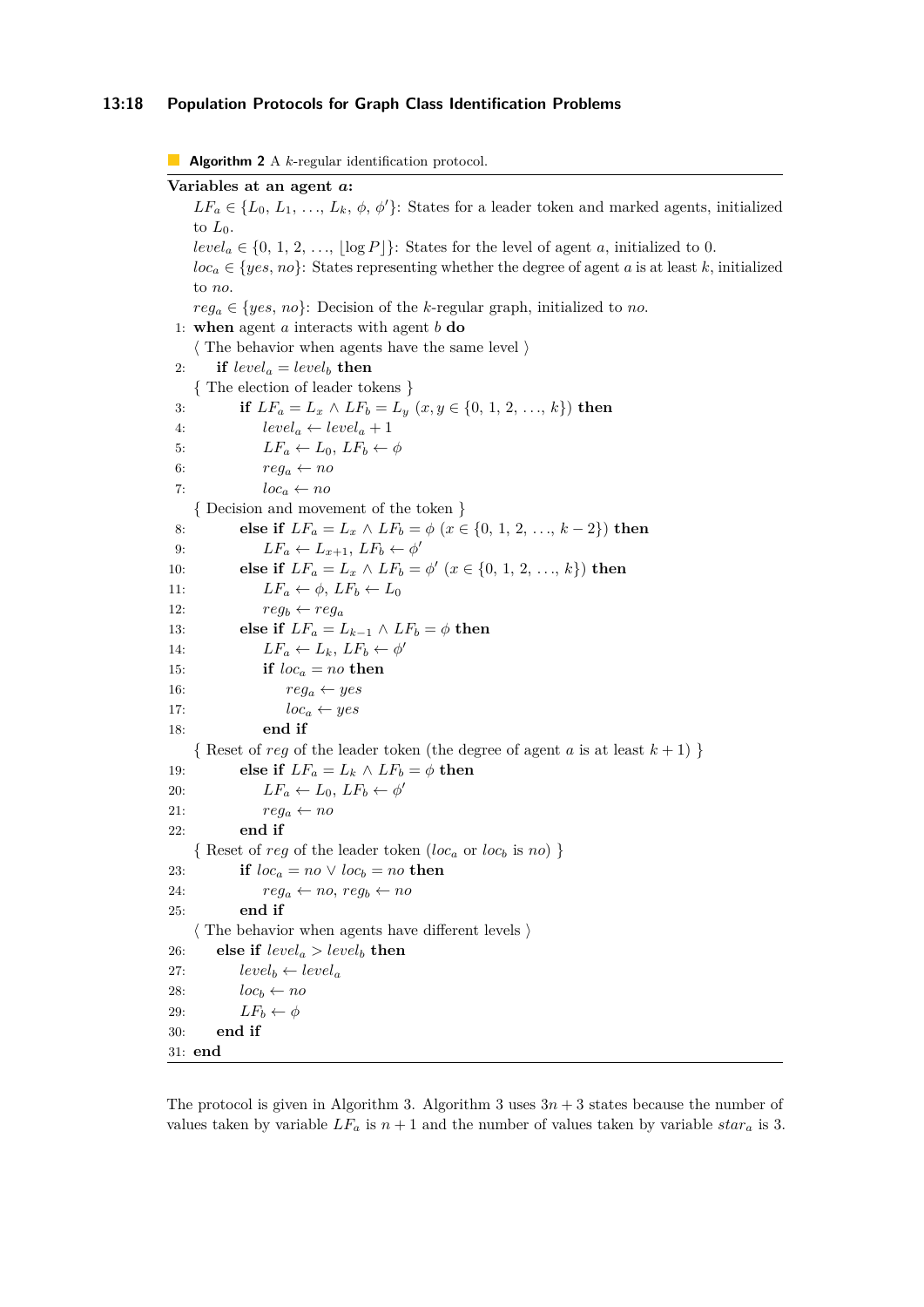**Algorithm 2** A $k$-regular identification protocol.

**Variables at an agent $a$:**

$LF_a \in \{L_0, L_1, \ldots, L_k, \phi, \phi'\}$: States for a leader token and marked agents, initialized to $L_0$.

$level_a \in \{0, 1, 2, \ldots, \lfloor \log P \rfloor\}$: States for the level of agent $a$, initialized to 0.

$loc_a \in \{yes, no\}$: States representing whether the degree of agent $a$ is at least $k$, initialized to $no$.

$reg_a \in \{yes, no\}$: Decision of the $k$-regular graph, initialized to $no$.

```
1:  when agent a interacts with agent b do
      ⟨ The behavior when agents have the same level ⟩
2:    if level_a = level_b then
      { The election of leader tokens }
3:      if LF_a = L_x ∧ LF_b = L_y (x, y ∈ {0, 1, 2, ..., k}) then
4:        level_a ← level_a + 1
5:        LF_a ← L_0, LF_b ← ϕ
6:        reg_a ← no
7:        loc_a ← no
      { Decision and movement of the token }
8:      else if LF_a = L_x ∧ LF_b = ϕ (x ∈ {0, 1, 2, ..., k − 2}) then
9:        LF_a ← L_{x+1}, LF_b ← ϕ'
10:     else if LF_a = L_x ∧ LF_b = ϕ' (x ∈ {0, 1, 2, ..., k}) then
11:       LF_a ← ϕ, LF_b ← L_0
12:       reg_b ← reg_a
13:     else if LF_a = L_{k−1} ∧ LF_b = ϕ then
14:       LF_a ← L_k, LF_b ← ϕ'
15:       if loc_a = no then
16:         reg_a ← yes
17:         loc_a ← yes
18:       end if
      { Reset of reg of the leader token (the degree of agent a is at least k + 1) }
19:     else if LF_a = L_k ∧ LF_b = ϕ then
20:       LF_a ← L_0, LF_b ← ϕ'
21:       reg_a ← no
22:     end if
      { Reset of reg of the leader token (loc_a or loc_b is no) }
23:     if loc_a = no ∨ loc_b = no then
24:       reg_a ← no, reg_b ← no
25:     end if
      ⟨ The behavior when agents have different levels ⟩
26:   else if level_a > level_b then
27:     level_b ← level_a
28:     loc_b ← no
29:     LF_b ← ϕ
30:   end if
31: end
```

The protocol is given in Algorithm 3. Algorithm 3 uses $3n + 3$ states because the number of values taken by variable $LF_a$ is $n + 1$ and the number of values taken by variable $star_a$ is 3.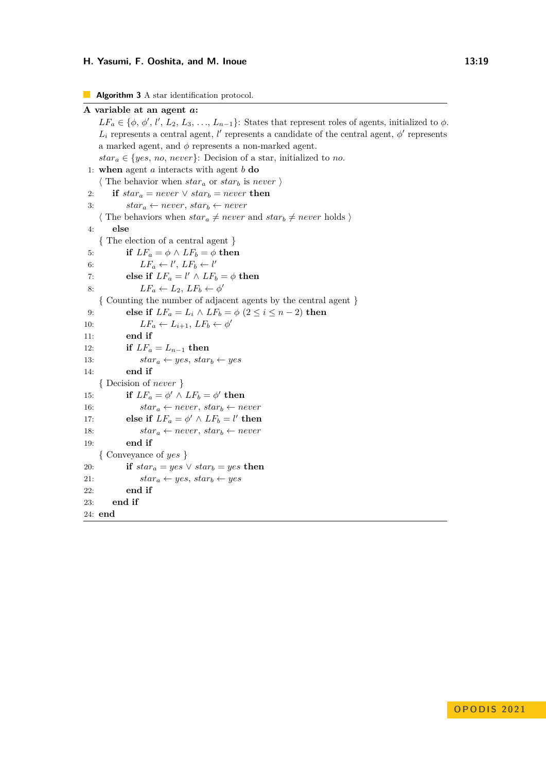**Algorithm 3** A star identification protocol.

**A variable at an agent $a$:**

$LF_a \in \{\phi, \phi', l', L_2, L_3, \ldots, L_{n-1}\}$: States that represent roles of agents, initialized to $\phi$. $L_i$ represents a central agent, $l'$ represents a candidate of the central agent, $\phi'$ represents a marked agent, and $\phi$ represents a non-marked agent.

$star_a \in \{yes, no, never\}$: Decision of a star, initialized to $no$.

1: **when** agent $a$ interacts with agent $b$ **do**

⟨ The behavior when $star_a$ or $star_b$ is $never$ ⟩

2: **if** $star_a = never \vee star_b = never$ **then**

3: $star_a \leftarrow never$, $star_b \leftarrow never$

⟨ The behaviors when $star_a \neq never$ and $star_b \neq never$ holds ⟩

4: **else**

{ The election of a central agent }

5: **if** $LF_a = \phi \wedge LF_b = \phi$ **then**

6: $LF_a \leftarrow l'$, $LF_b \leftarrow l'$

7: **else if** $LF_a = l' \wedge LF_b = \phi$ **then**

8: $LF_a \leftarrow L_2$, $LF_b \leftarrow \phi'$

{ Counting the number of adjacent agents by the central agent }

9: **else if** $LF_a = L_i \wedge LF_b = \phi$ $(2 \leq i \leq n-2)$ **then**

10: $LF_a \leftarrow L_{i+1}$, $LF_b \leftarrow \phi'$

11: **end if**

12: **if** $LF_a = L_{n-1}$ **then**

13: $star_a \leftarrow yes$, $star_b \leftarrow yes$

14: **end if**

{ Decision of $never$ }

15: **if** $LF_a = \phi' \wedge LF_b = \phi'$ **then**

16: $star_a \leftarrow never$, $star_b \leftarrow never$

17: **else if** $LF_a = \phi' \wedge LF_b = l'$ **then**

18: $star_a \leftarrow never$, $star_b \leftarrow never$

19: **end if**

{ Conveyance of $yes$ }

20: **if** $star_a = yes \vee star_b = yes$ **then**

21: $star_a \leftarrow yes$, $star_b \leftarrow yes$

22: **end if**

23: **end if**

24: **end**